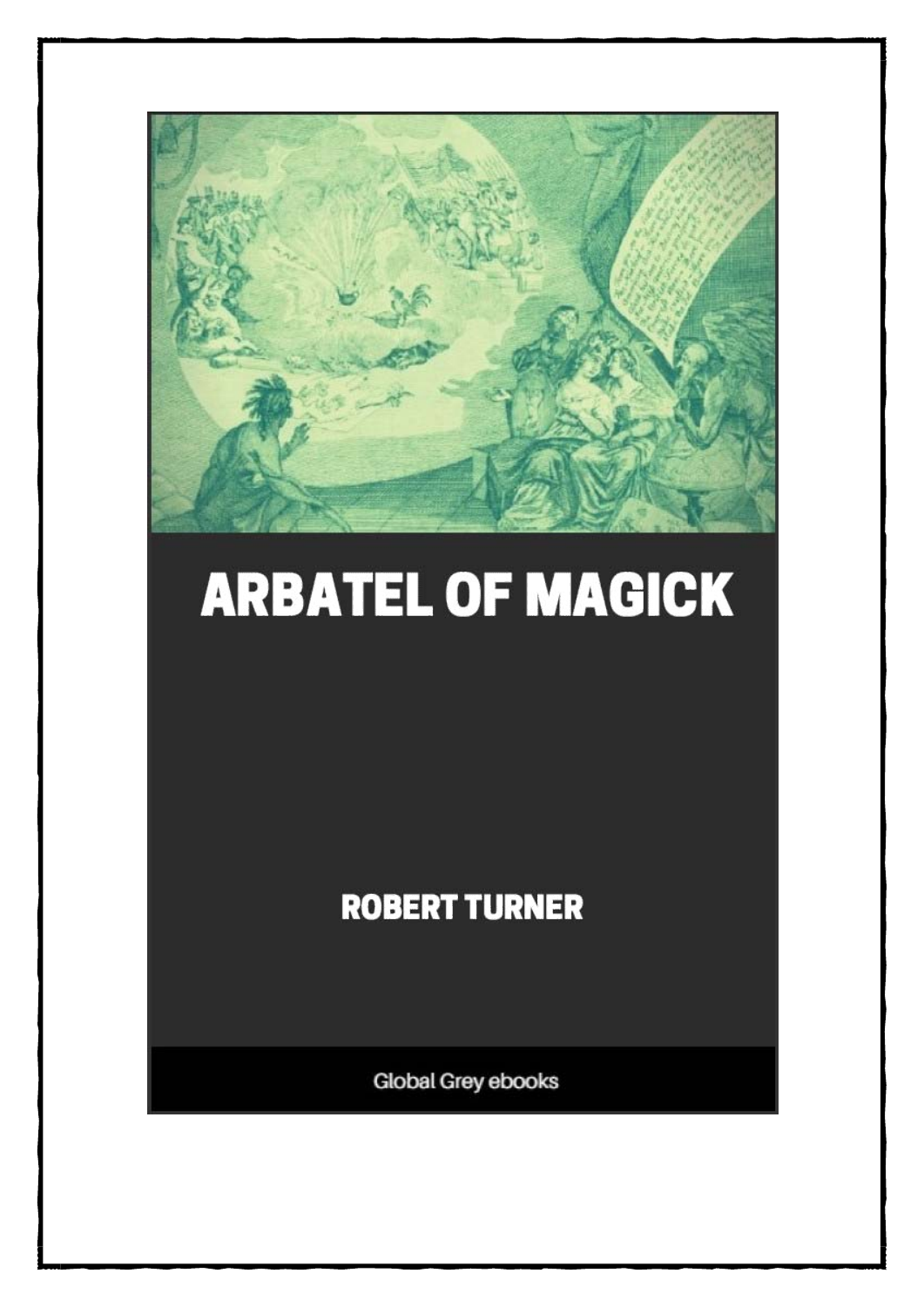# ARBATEL OF MAGICK

ROBERT TURNER

Global Grey ebooks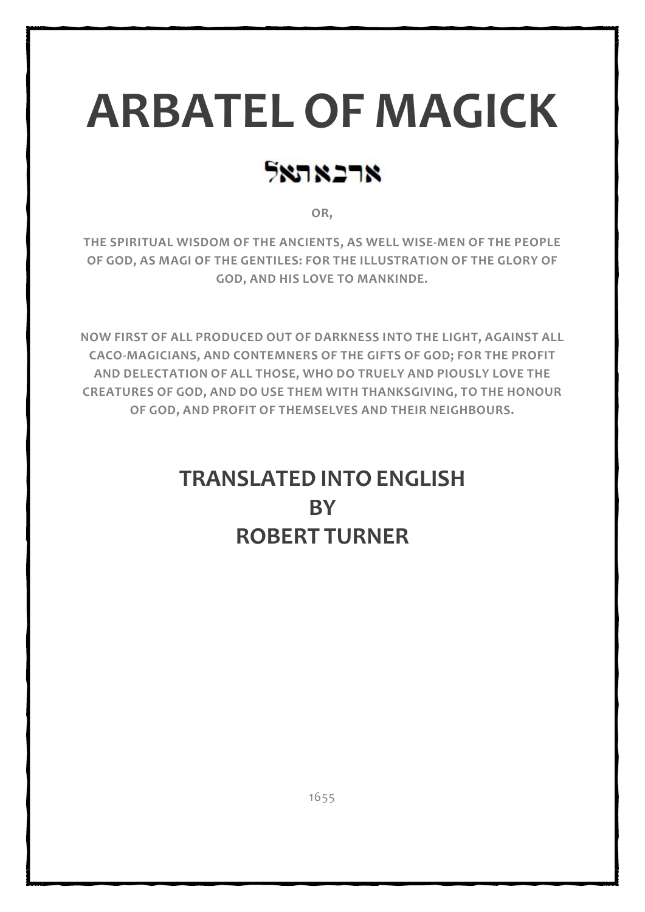# ARBATEL OF MAGICK

ארבאתאל

OR,

THE SPIRITUAL WISDOM OF THE ANCIENTS, AS WELL WISE-MEN OF THE PEOPLE OF GOD, AS MAGI OF THE GENTILES: FOR THE ILLUSTRATION OF THE GLORY OF GOD, AND HIS LOVE TO MANKINDE.

NOW FIRST OF ALL PRODUCED OUT OF DARKNESS INTO THE LIGHT, AGAINST ALL CACO-MAGICIANS, AND CONTEMNERS OF THE GIFTS OF GOD; FOR THE PROFIT AND DELECTATION OF ALL THOSE, WHO DO TRUELY AND PIOUSLY LOVE THE CREATURES OF GOD, AND DO USE THEM WITH THANKSGIVING, TO THE HONOUR OF GOD, AND PROFIT OF THEMSELVES AND THEIR NEIGHBOURS.

## TRANSLATED INTO ENGLISH BY ROBERT TURNER

1655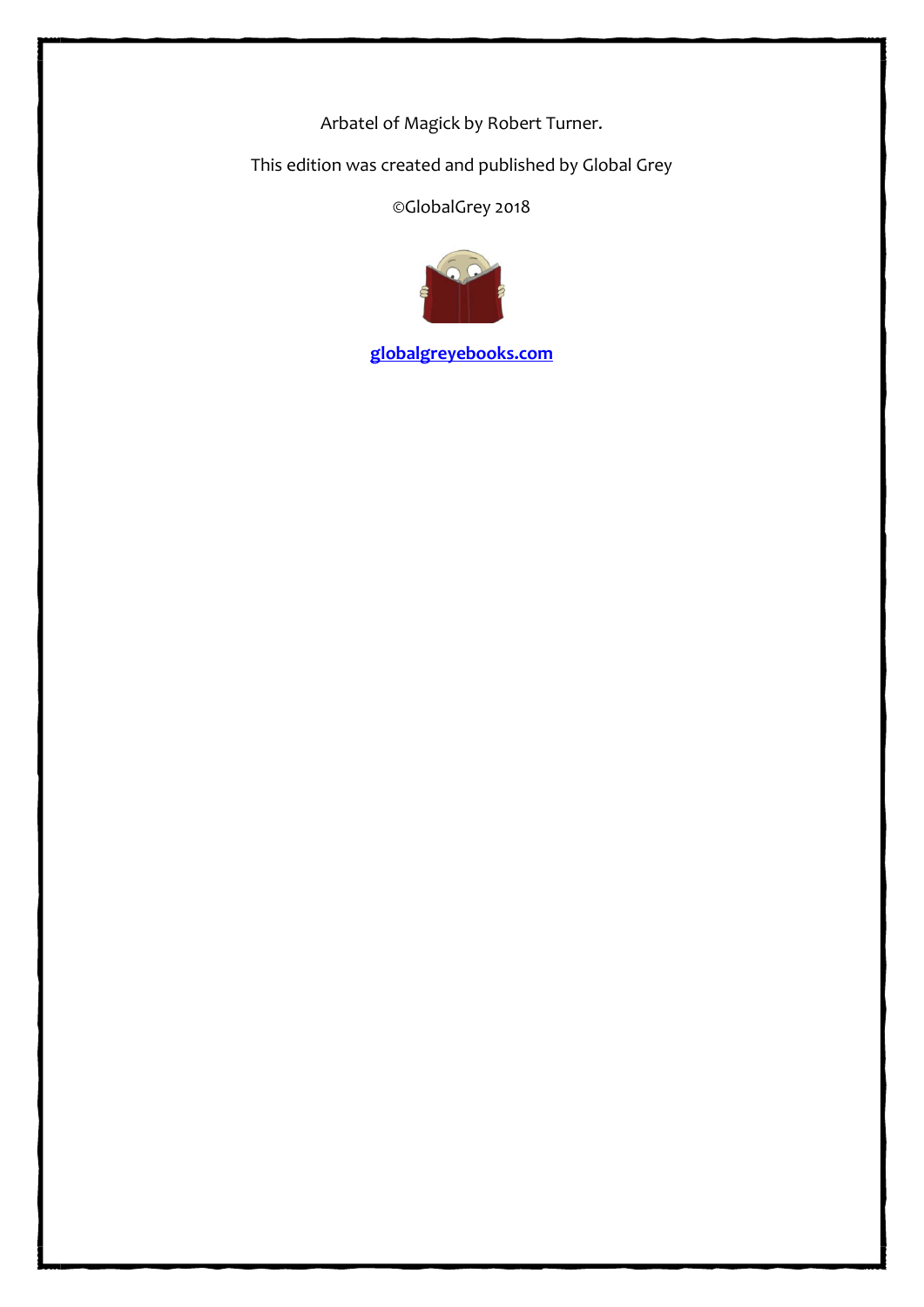Arbatel of Magick by Robert Turner.

This edition was created and published by Global Grey

©GlobalGrey 2018

**[globalgreyebooks.com](https://www.globalgreyebooks.com)**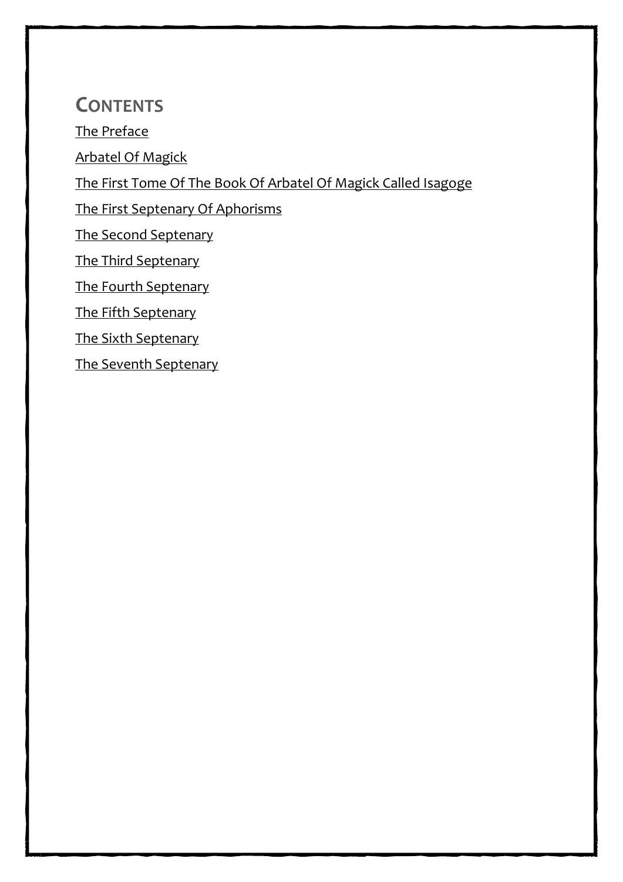## CONTENTS

The Preface

Arbatel Of Magick

The First Tome Of The Book Of Arbatel Of Magick Called Isagoge

The First Septenary Of Aphorisms

The Second Septenary

The Third Septenary

The Fourth Septenary

The Fifth Septenary

The Sixth Septenary

The Seventh Septenary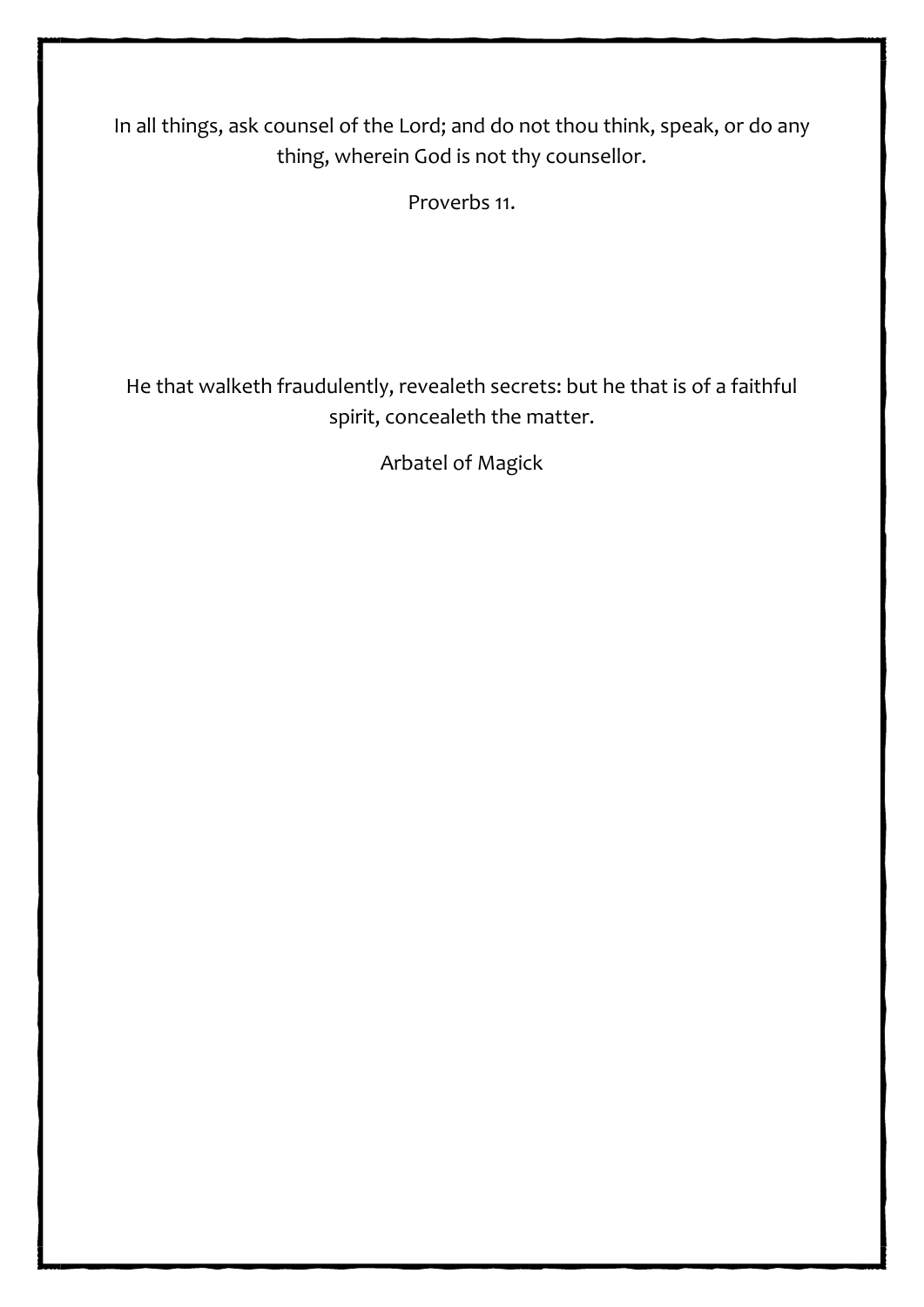In all things, ask counsel of the Lord; and do not thou think, speak, or do any thing, wherein God is not thy counsellor.

Proverbs 11.

He that walketh fraudulently, revealeth secrets: but he that is of a faithful spirit, concealeth the matter.

Arbatel of Magick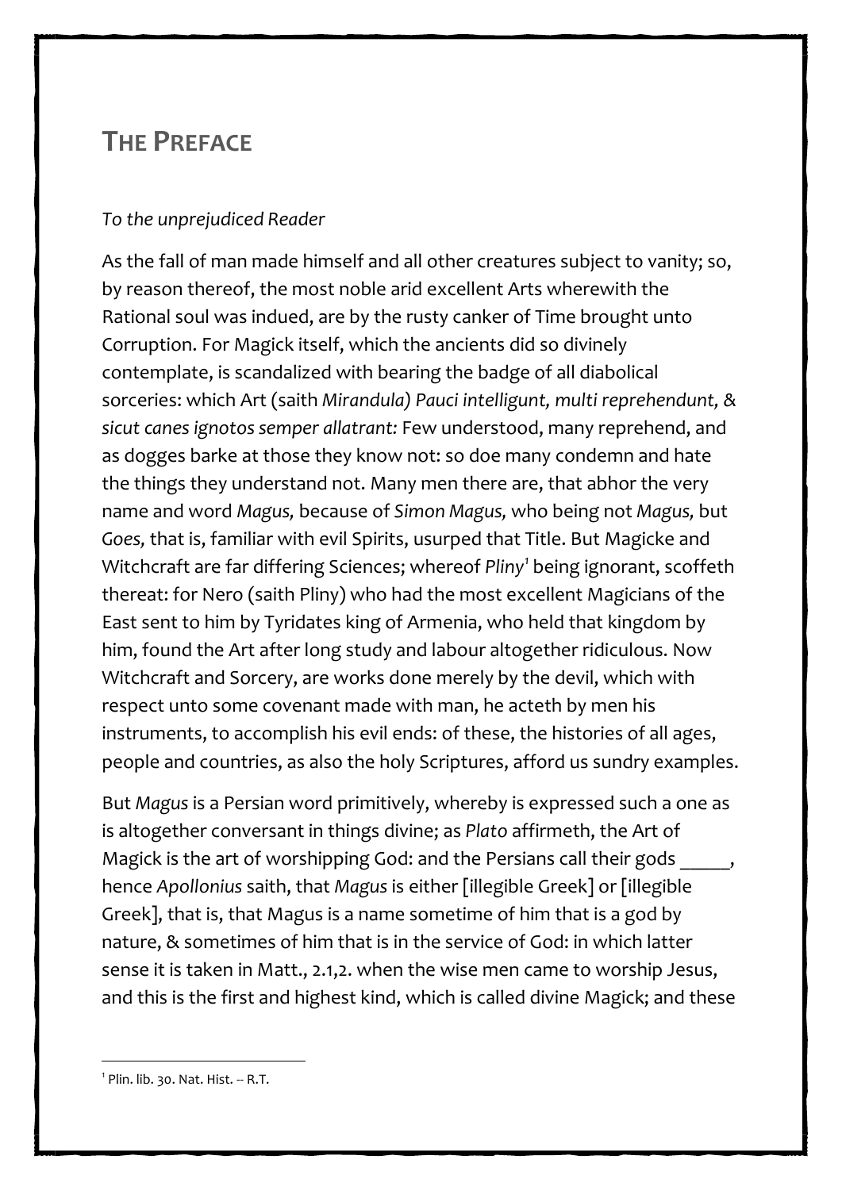# THE PREFACE

*To the unprejudiced Reader*

As the fall of man made himself and all other creatures subject to vanity; so, by reason thereof, the most noble arid excellent Arts wherewith the Rational soul was indued, are by the rusty canker of Time brought unto Corruption. For Magick itself, which the ancients did so divinely contemplate, is scandalized with bearing the badge of all diabolical sorceries: which Art (saith *Mirandula) Pauci intelligunt, multi reprehendunt, & sicut canes ignotos semper allatrant:* Few understood, many reprehend, and as dogges barke at those they know not: so doe many condemn and hate the things they understand not. Many men there are, that abhor the very name and word *Magus,* because of *Simon Magus,* who being not *Magus,* but *Goes,* that is, familiar with evil Spirits, usurped that Title. But Magicke and Witchcraft are far differing Sciences; whereof *Pliny*[1] being ignorant, scoffeth thereat: for Nero (saith Pliny) who had the most excellent Magicians of the East sent to him by Tyridates king of Armenia, who held that kingdom by him, found the Art after long study and labour altogether ridiculous. Now Witchcraft and Sorcery, are works done merely by the devil, which with respect unto some covenant made with man, he acteth by men his instruments, to accomplish his evil ends: of these, the histories of all ages, people and countries, as also the holy Scriptures, afford us sundry examples.

But *Magus* is a Persian word primitively, whereby is expressed such a one as is altogether conversant in things divine; as *Plato* affirmeth, the Art of Magick is the art of worshipping God: and the Persians call their gods _____, hence *Apollonius* saith, that *Magus* is either [illegible Greek] or [illegible Greek], that is, that Magus is a name sometime of him that is a god by nature, & sometimes of him that is in the service of God: in which latter sense it is taken in Matt., 2.1,2. when the wise men came to worship Jesus, and this is the first and highest kind, which is called divine Magick; and these

[1] Plin. lib. 30. Nat. Hist. -- R.T.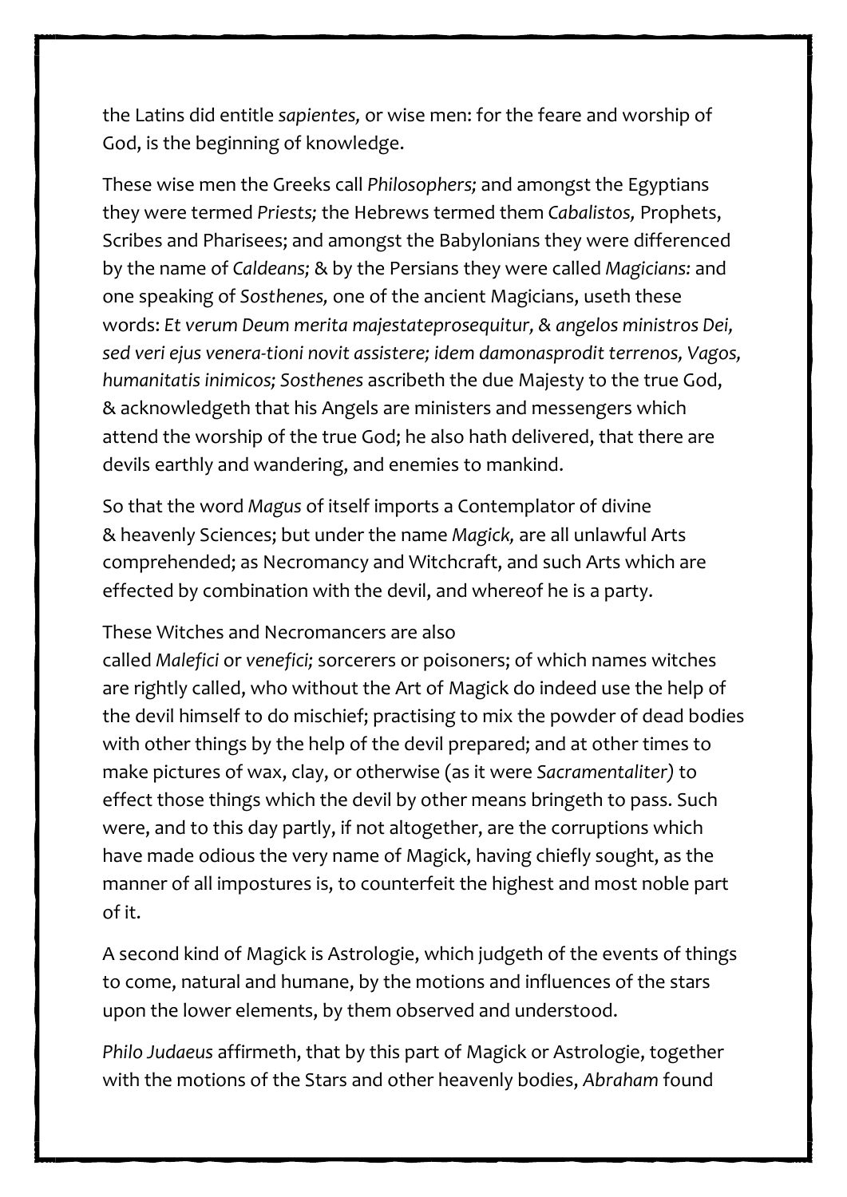the Latins did entitle *sapientes,* or wise men: for the feare and worship of God, is the beginning of knowledge.

These wise men the Greeks call *Philosophers;* and amongst the Egyptians they were termed *Priests;* the Hebrews termed them *Cabalistos,* Prophets, Scribes and Pharisees; and amongst the Babylonians they were differenced by the name of *Caldeans;* & by the Persians they were called *Magicians:* and one speaking of *Sosthenes,* one of the ancient Magicians, useth these words: *Et verum Deum merita majestateprosequitur, & angelos ministros Dei, sed veri ejus venera-tioni novit assistere; idem damonasprodit terrenos, Vagos, humanitatis inimicos; Sosthenes* ascribeth the due Majesty to the true God, & acknowledgeth that his Angels are ministers and messengers which attend the worship of the true God; he also hath delivered, that there are devils earthly and wandering, and enemies to mankind.

So that the word *Magus* of itself imports a Contemplator of divine & heavenly Sciences; but under the name *Magick,* are all unlawful Arts comprehended; as Necromancy and Witchcraft, and such Arts which are effected by combination with the devil, and whereof he is a party.

These Witches and Necromancers are also called *Malefici* or *venefici;* sorcerers or poisoners; of which names witches are rightly called, who without the Art of Magick do indeed use the help of the devil himself to do mischief; practising to mix the powder of dead bodies with other things by the help of the devil prepared; and at other times to make pictures of wax, clay, or otherwise (as it were *Sacramentaliter*) to effect those things which the devil by other means bringeth to pass. Such were, and to this day partly, if not altogether, are the corruptions which have made odious the very name of Magick, having chiefly sought, as the manner of all impostures is, to counterfeit the highest and most noble part of it.

A second kind of Magick is Astrologie, which judgeth of the events of things to come, natural and humane, by the motions and influences of the stars upon the lower elements, by them observed and understood.

*Philo Judaeus* affirmeth, that by this part of Magick or Astrologie, together with the motions of the Stars and other heavenly bodies, *Abraham* found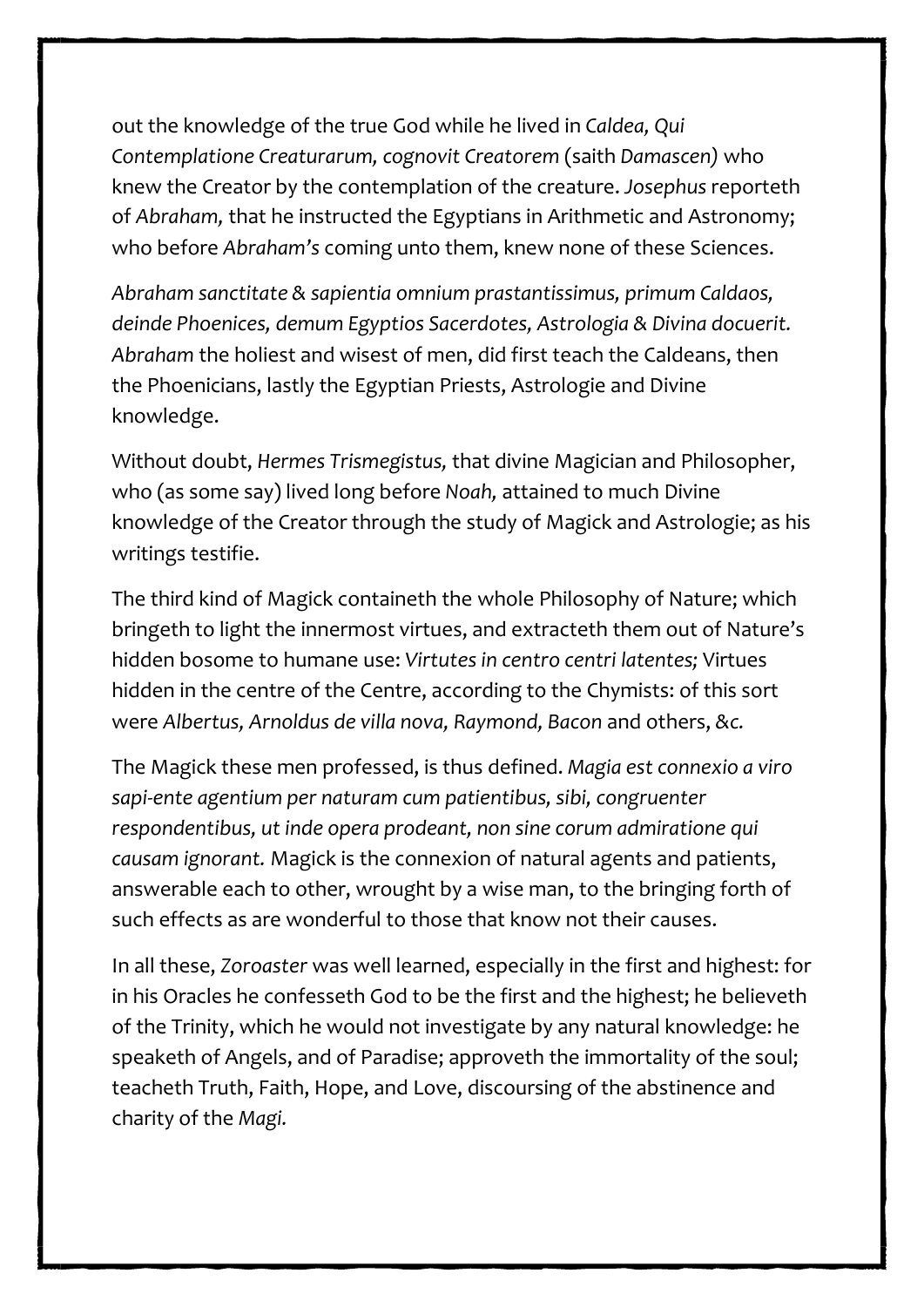out the knowledge of the true God while he lived in *Caldea, Qui Contemplatione Creaturarum, cognovit Creatorem* (saith *Damascen)* who knew the Creator by the contemplation of the creature. *Josephus* reporteth of *Abraham,* that he instructed the Egyptians in Arithmetic and Astronomy; who before *Abraham's* coming unto them, knew none of these Sciences.

*Abraham sanctitate & sapientia omnium prastantissimus, primum Caldaos, deinde Phoenices, demum Egyptios Sacerdotes, Astrologia & Divina docuerit. Abraham* the holiest and wisest of men, did first teach the Caldeans, then the Phoenicians, lastly the Egyptian Priests, Astrologie and Divine knowledge.

Without doubt, *Hermes Trismegistus,* that divine Magician and Philosopher, who (as some say) lived long before *Noah,* attained to much Divine knowledge of the Creator through the study of Magick and Astrologie; as his writings testifie.

The third kind of Magick containeth the whole Philosophy of Nature; which bringeth to light the innermost virtues, and extracteth them out of Nature's hidden bosome to humane use: *Virtutes in centro centri latentes;* Virtues hidden in the centre of the Centre, according to the Chymists: of this sort were *Albertus, Arnoldus de villa nova, Raymond, Bacon* and others, *&c.*

The Magick these men professed, is thus defined. *Magia est connexio a viro sapi-ente agentium per naturam cum patientibus, sibi, congruenter respondentibus, ut inde opera prodeant, non sine corum admiratione qui causam ignorant.* Magick is the connexion of natural agents and patients, answerable each to other, wrought by a wise man, to the bringing forth of such effects as are wonderful to those that know not their causes.

In all these, *Zoroaster* was well learned, especially in the first and highest: for in his Oracles he confesseth God to be the first and the highest; he believeth of the Trinity, which he would not investigate by any natural knowledge: he speaketh of Angels, and of Paradise; approveth the immortality of the soul; teacheth Truth, Faith, Hope, and Love, discoursing of the abstinence and charity of the *Magi.*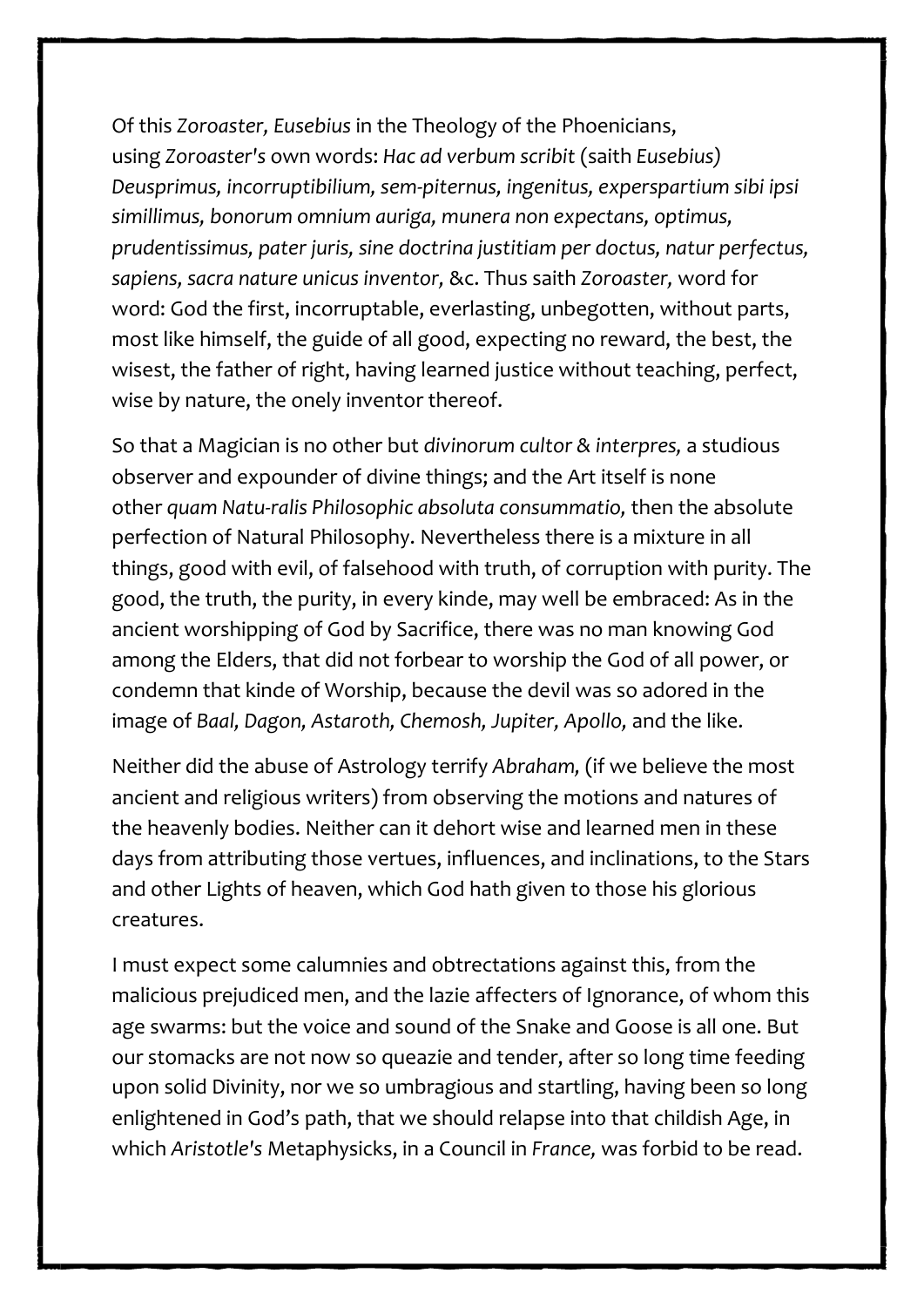Of this *Zoroaster, Eusebius* in the Theology of the Phoenicians, using *Zoroaster's* own words: *Hac ad verbum scribit* (saith *Eusebius) Deusprimus, incorruptibilium, sem-piternus, ingenitus, expers­partium sibi ipsi simillimus, bonorum omnium auriga, munera non expectans, optimus, prudentissimus, pater juris, sine doctrina justitiam per doctus, natur perfectus, sapiens, sacra nature unicus inventor,* &c. Thus saith *Zoroaster,* word for word: God the first, incorruptable, everlasting, unbegotten, without parts, most like himself, the guide of all good, expecting no reward, the best, the wisest, the father of right, having learned justice without teaching, perfect, wise by nature, the onely inventor thereof.

So that a Magician is no other but *divinorum cultor* & *interpres,* a studious observer and expounder of divine things; and the Art itself is none other *quam Natu-ralis Philosophic absoluta consummatio,* then the absolute perfection of Natural Philosophy. Nevertheless there is a mixture in all things, good with evil, of falsehood with truth, of corruption with purity. The good, the truth, the purity, in every kinde, may well be embraced: As in the ancient worshipping of God by Sacrifice, there was no man knowing God among the Elders, that did not forbear to worship the God of all power, or condemn that kinde of Worship, because the devil was so adored in the image of *Baal, Dagon, Astaroth, Chemosh, Jupiter, Apollo,* and the like.

Neither did the abuse of Astrology terrify *Abraham,* (if we believe the most ancient and religious writers) from observing the motions and natures of the heavenly bodies. Neither can it dehort wise and learned men in these days from attributing those vertues, influences, and inclinations, to the Stars and other Lights of heaven, which God hath given to those his glorious creatures.

I must expect some calumnies and obtrectations against this, from the malicious prejudiced men, and the lazie affecters of Ignorance, of whom this age swarms: but the voice and sound of the Snake and Goose is all one. But our stomacks are not now so queazie and tender, after so long time feeding upon solid Divinity, nor we so umbragious and startling, having been so long enlightened in God's path, that we should relapse into that childish Age, in which *Aristotle's* Metaphysicks, in a Council in *France,* was forbid to be read.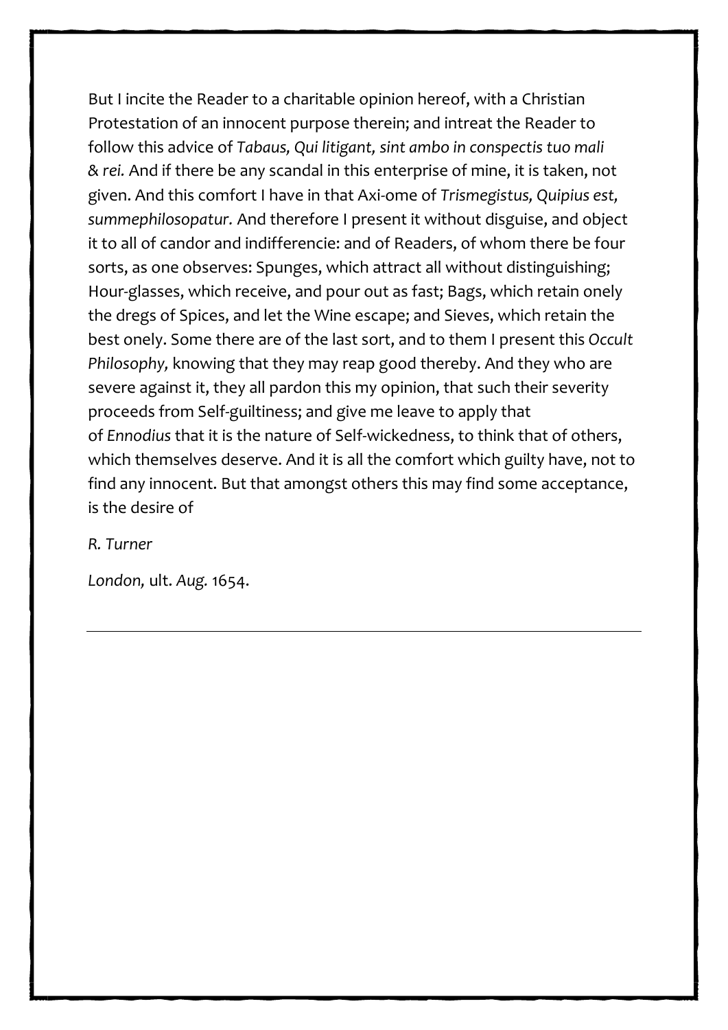But I incite the Reader to a charitable opinion hereof, with a Christian Protestation of an innocent purpose therein; and intreat the Reader to follow this advice of *Tabaus, Qui litigant, sint ambo in conspectis tuo mali & rei.* And if there be any scandal in this enterprise of mine, it is taken, not given. And this comfort I have in that Axi-ome of *Trismegistus, Quipius est, summephilosopatur.* And therefore I present it without disguise, and object it to all of candor and indifferencie: and of Readers, of whom there be four sorts, as one observes: Spunges, which attract all without distinguishing; Hour-glasses, which receive, and pour out as fast; Bags, which retain onely the dregs of Spices, and let the Wine escape; and Sieves, which retain the best onely. Some there are of the last sort, and to them I present this *Occult Philosophy,* knowing that they may reap good thereby. And they who are severe against it, they all pardon this my opinion, that such their severity proceeds from Self-guiltiness; and give me leave to apply that of *Ennodius* that it is the nature of Self-wickedness, to think that of others, which themselves deserve. And it is all the comfort which guilty have, not to find any innocent. But that amongst others this may find some acceptance, is the desire of

*R. Turner*

*London,* ult. *Aug.* 1654.

---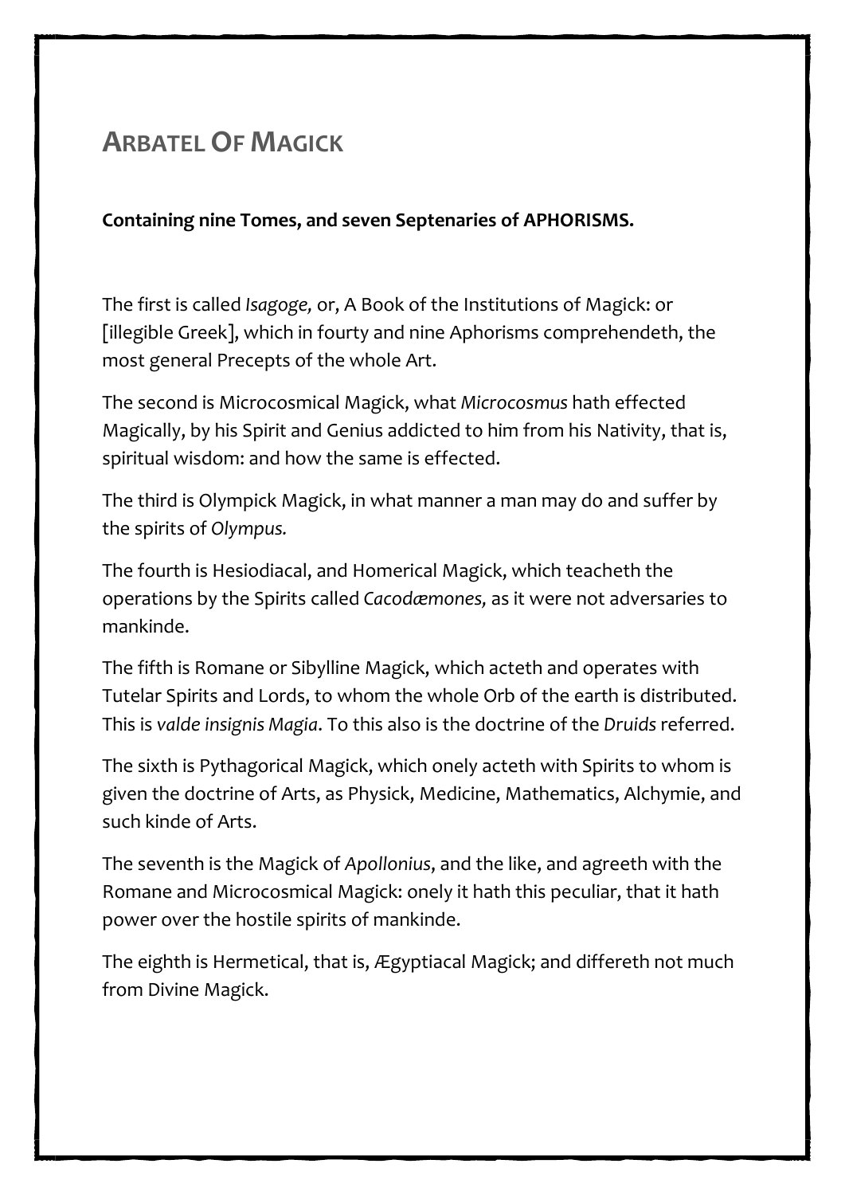## ARBATEL OF MAGICK

**Containing nine Tomes, and seven Septenaries of APHORISMS.**

The first is called *Isagoge,* or, A Book of the Institutions of Magick: or [illegible Greek], which in fourty and nine Aphorisms comprehendeth, the most general Precepts of the whole Art.

The second is Microcosmical Magick, what *Microcosmus* hath effected Magically, by his Spirit and Genius addicted to him from his Nativity, that is, spiritual wisdom: and how the same is effected.

The third is Olympick Magick, in what manner a man may do and suffer by the spirits of *Olympus.*

The fourth is Hesiodiacal, and Homerical Magick, which teacheth the operations by the Spirits called *Cacodæmones,* as it were not adversaries to mankinde.

The fifth is Romane or Sibylline Magick, which acteth and operates with Tutelar Spirits and Lords, to whom the whole Orb of the earth is distributed. This is *valde insignis Magia*. To this also is the doctrine of the *Druids* referred.

The sixth is Pythagorical Magick, which onely acteth with Spirits to whom is given the doctrine of Arts, as Physick, Medicine, Mathematics, Alchymie, and such kinde of Arts.

The seventh is the Magick of *Apollonius*, and the like, and agreeth with the Romane and Microcosmical Magick: onely it hath this peculiar, that it hath power over the hostile spirits of mankinde.

The eighth is Hermetical, that is, Ægyptiacal Magick; and differeth not much from Divine Magick.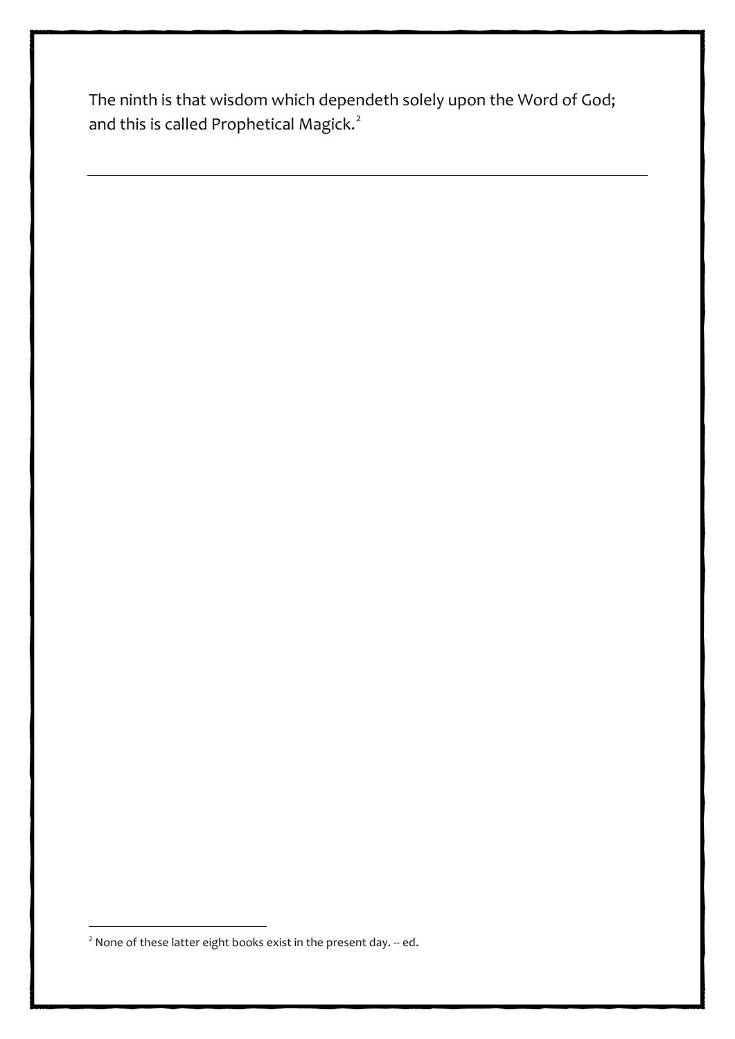The ninth is that wisdom which dependeth solely upon the Word of God; and this is called Prophetical Magick.[2]

---

[2] None of these latter eight books exist in the present day. -- ed.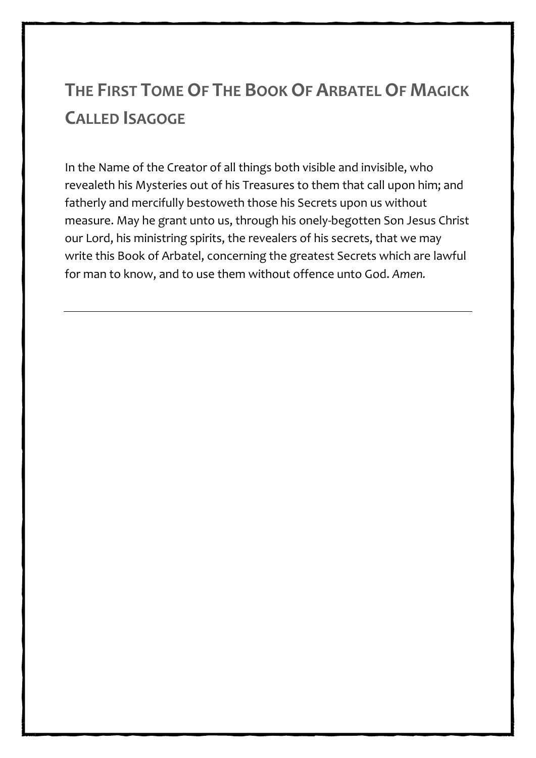# The First Tome Of The Book Of Arbatel Of Magick Called Isagoge

In the Name of the Creator of all things both visible and invisible, who revealeth his Mysteries out of his Treasures to them that call upon him; and fatherly and mercifully bestoweth those his Secrets upon us without measure. May he grant unto us, through his onely-begotten Son Jesus Christ our Lord, his ministring spirits, the revealers of his secrets, that we may write this Book of Arbatel, concerning the greatest Secrets which are lawful for man to know, and to use them without offence unto God. *Amen.*

---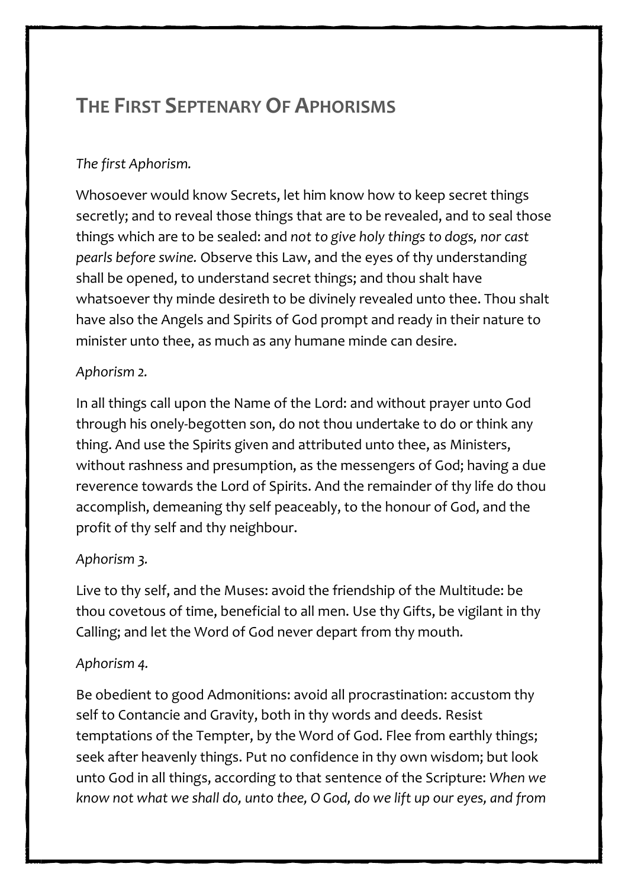# The First Septenary Of Aphorisms

*The first Aphorism.*

Whosoever would know Secrets, let him know how to keep secret things secretly; and to reveal those things that are to be revealed, and to seal those things which are to be sealed: and *not to give holy things to dogs, nor cast pearls before swine.* Observe this Law, and the eyes of thy understanding shall be opened, to understand secret things; and thou shalt have whatsoever thy minde desireth to be divinely revealed unto thee. Thou shalt have also the Angels and Spirits of God prompt and ready in their nature to minister unto thee, as much as any humane minde can desire.

*Aphorism 2.*

In all things call upon the Name of the Lord: and without prayer unto God through his onely-begotten son, do not thou undertake to do or think any thing. And use the Spirits given and attributed unto thee, as Ministers, without rashness and presumption, as the messengers of God; having a due reverence towards the Lord of Spirits. And the remainder of thy life do thou accomplish, demeaning thy self peaceably, to the honour of God, and the profit of thy self and thy neighbour.

*Aphorism 3.*

Live to thy self, and the Muses: avoid the friendship of the Multitude: be thou covetous of time, beneficial to all men. Use thy Gifts, be vigilant in thy Calling; and let the Word of God never depart from thy mouth.

*Aphorism 4.*

Be obedient to good Admonitions: avoid all procrastination: accustom thy self to Contancie and Gravity, both in thy words and deeds. Resist temptations of the Tempter, by the Word of God. Flee from earthly things; seek after heavenly things. Put no confidence in thy own wisdom; but look unto God in all things, according to that sentence of the Scripture: *When we know not what we shall do, unto thee, O God, do we lift up our eyes, and from*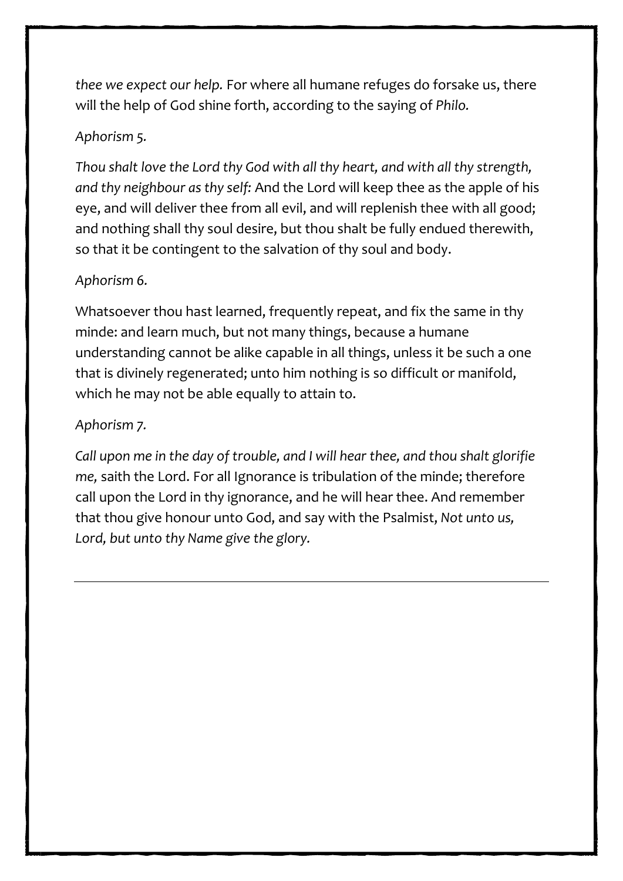*thee we expect our help.* For where all humane refuges do forsake us, there will the help of God shine forth, according to the saying of *Philo.*

*Aphorism 5.*

*Thou shalt love the Lord thy God with all thy heart, and with all thy strength, and thy neighbour as thy self:* And the Lord will keep thee as the apple of his eye, and will deliver thee from all evil, and will replenish thee with all good; and nothing shall thy soul desire, but thou shalt be fully endued therewith, so that it be contingent to the salvation of thy soul and body.

*Aphorism 6.*

Whatsoever thou hast learned, frequently repeat, and fix the same in thy minde: and learn much, but not many things, because a humane understanding cannot be alike capable in all things, unless it be such a one that is divinely regenerated; unto him nothing is so difficult or manifold, which he may not be able equally to attain to.

*Aphorism 7.*

*Call upon me in the day of trouble, and I will hear thee, and thou shalt glorifie me,* saith the Lord. For all Ignorance is tribulation of the minde; therefore call upon the Lord in thy ignorance, and he will hear thee. And remember that thou give honour unto God, and say with the Psalmist, *Not unto us, Lord, but unto thy Name give the glory.*

---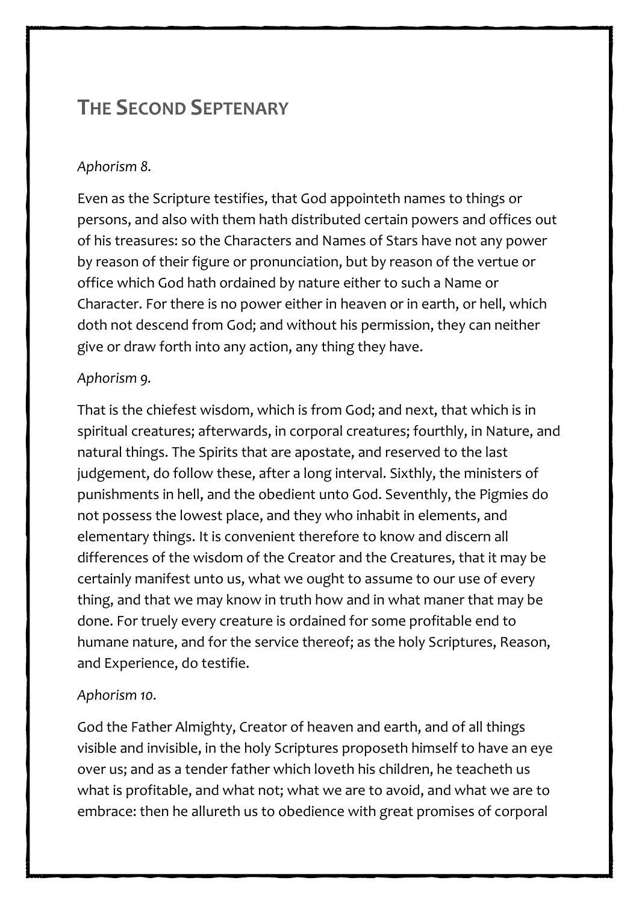## THE SECOND SEPTENARY

*Aphorism 8.*

Even as the Scripture testifies, that God appointeth names to things or persons, and also with them hath distributed certain powers and offices out of his treasures: so the Characters and Names of Stars have not any power by reason of their figure or pronunciation, but by reason of the vertue or office which God hath ordained by nature either to such a Name or Character. For there is no power either in heaven or in earth, or hell, which doth not descend from God; and without his permission, they can neither give or draw forth into any action, any thing they have.

*Aphorism 9.*

That is the chiefest wisdom, which is from God; and next, that which is in spiritual creatures; afterwards, in corporal creatures; fourthly, in Nature, and natural things. The Spirits that are apostate, and reserved to the last judgement, do follow these, after a long interval. Sixthly, the ministers of punishments in hell, and the obedient unto God. Seventhly, the Pigmies do not possess the lowest place, and they who inhabit in elements, and elementary things. It is convenient therefore to know and discern all differences of the wisdom of the Creator and the Creatures, that it may be certainly manifest unto us, what we ought to assume to our use of every thing, and that we may know in truth how and in what maner that may be done. For truely every creature is ordained for some profitable end to humane nature, and for the service thereof; as the holy Scriptures, Reason, and Experience, do testifie.

*Aphorism 10.*

God the Father Almighty, Creator of heaven and earth, and of all things visible and invisible, in the holy Scriptures proposeth himself to have an eye over us; and as a tender father which loveth his children, he teacheth us what is profitable, and what not; what we are to avoid, and what we are to embrace: then he allureth us to obedience with great promises of corporal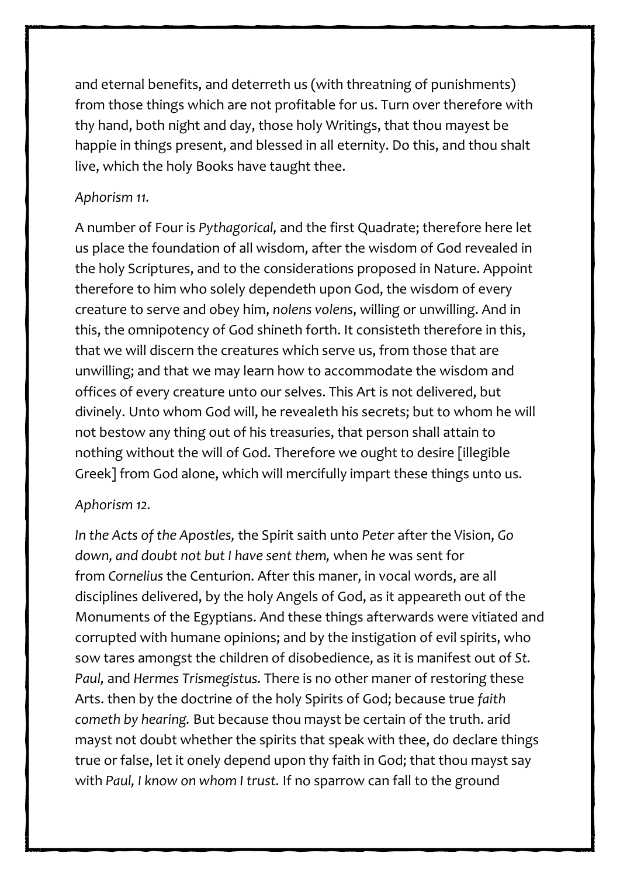and eternal benefits, and deterreth us (with threatning of punishments) from those things which are not profitable for us. Turn over therefore with thy hand, both night and day, those holy Writings, that thou mayest be happie in things present, and blessed in all eternity. Do this, and thou shalt live, which the holy Books have taught thee.

*Aphorism 11.*

A number of Four is *Pythagorical,* and the first Quadrate; therefore here let us place the foundation of all wisdom, after the wisdom of God revealed in the holy Scriptures, and to the considerations proposed in Nature. Appoint therefore to him who solely dependeth upon God, the wisdom of every creature to serve and obey him, *nolens volens*, willing or unwilling. And in this, the omnipotency of God shineth forth. It consisteth therefore in this, that we will discern the creatures which serve us, from those that are unwilling; and that we may learn how to accommodate the wisdom and offices of every creature unto our selves. This Art is not delivered, but divinely. Unto whom God will, he revealeth his secrets; but to whom he will not bestow any thing out of his treasuries, that person shall attain to nothing without the will of God. Therefore we ought to desire [illegible Greek] from God alone, which will mercifully impart these things unto us.

*Aphorism 12.*

*In the Acts of the Apostles,* the Spirit saith unto *Peter* after the Vision, *Go down, and doubt not but I have sent them,* when *he* was sent for from *Cornelius* the Centurion. After this maner, in vocal words, are all disciplines delivered, by the holy Angels of God, as it appeareth out of the Monuments of the Egyptians. And these things afterwards were vitiated and corrupted with humane opinions; and by the instigation of evil spirits, who sow tares amongst the children of disobedience, as it is manifest out of *St. Paul,* and *Hermes Trismegistus.* There is no other maner of restoring these Arts. then by the doctrine of the holy Spirits of God; because true *faith cometh by hearing.* But because thou mayst be certain of the truth. arid mayst not doubt whether the spirits that speak with thee, do declare things true or false, let it onely depend upon thy faith in God; that thou mayst say with *Paul, I know on whom I trust.* If no sparrow can fall to the ground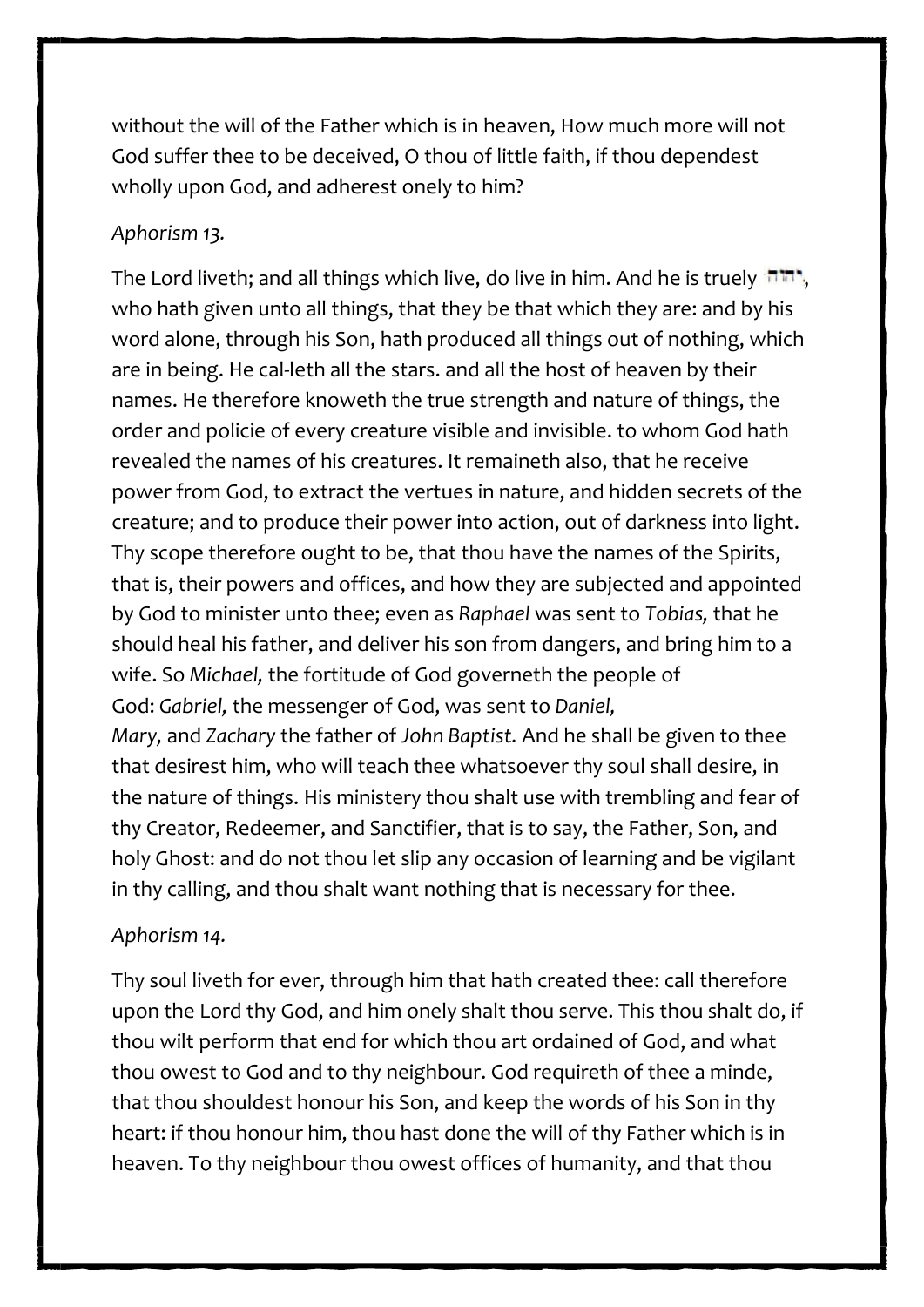without the will of the Father which is in heaven, How much more will not God suffer thee to be deceived, O thou of little faith, if thou dependest wholly upon God, and adherest onely to him?

*Aphorism 13.*

The Lord liveth; and all things which live, do live in him. And he is truely יהוה, who hath given unto all things, that they be that which they are: and by his word alone, through his Son, hath produced all things out of nothing, which are in being. He cal-leth all the stars. and all the host of heaven by their names. He therefore knoweth the true strength and nature of things, the order and policie of every creature visible and invisible. to whom God hath revealed the names of his creatures. It remaineth also, that he receive power from God, to extract the vertues in nature, and hidden secrets of the creature; and to produce their power into action, out of darkness into light. Thy scope therefore ought to be, that thou have the names of the Spirits, that is, their powers and offices, and how they are subjected and appointed by God to minister unto thee; even as *Raphael* was sent to *Tobias,* that he should heal his father, and deliver his son from dangers, and bring him to a wife. So *Michael,* the fortitude of God governeth the people of God: *Gabriel,* the messenger of God, was sent to *Daniel, Mary,* and *Zachary* the father of *John Baptist.* And he shall be given to thee that desirest him, who will teach thee whatsoever thy soul shall desire, in the nature of things. His ministery thou shalt use with trembling and fear of thy Creator, Redeemer, and Sanctifier, that is to say, the Father, Son, and holy Ghost: and do not thou let slip any occasion of learning and be vigilant in thy calling, and thou shalt want nothing that is necessary for thee.

*Aphorism 14.*

Thy soul liveth for ever, through him that hath created thee: call therefore upon the Lord thy God, and him onely shalt thou serve. This thou shalt do, if thou wilt perform that end for which thou art ordained of God, and what thou owest to God and to thy neighbour. God requireth of thee a minde, that thou shouldest honour his Son, and keep the words of his Son in thy heart: if thou honour him, thou hast done the will of thy Father which is in heaven. To thy neighbour thou owest offices of humanity, and that thou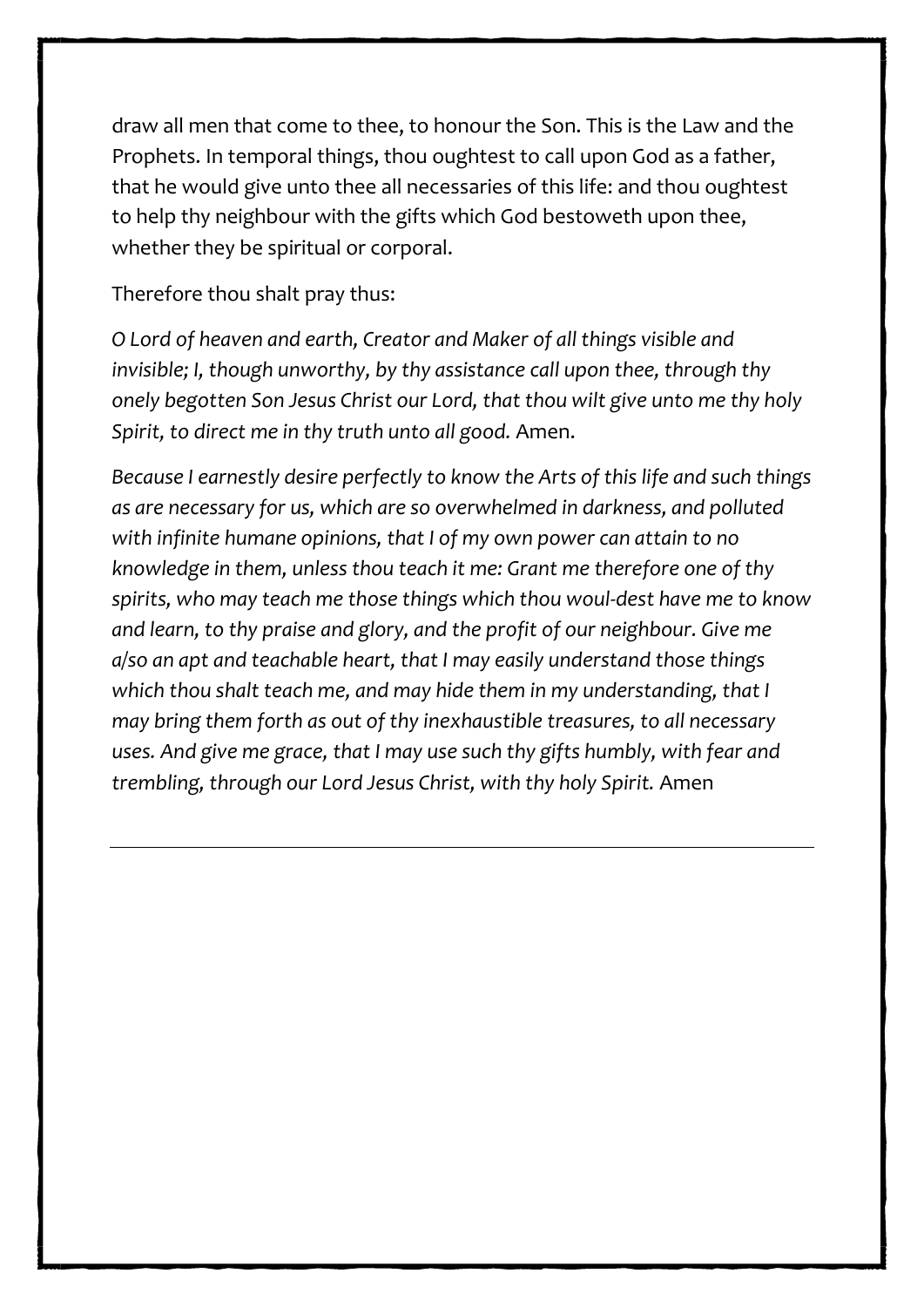draw all men that come to thee, to honour the Son. This is the Law and the Prophets. In temporal things, thou oughtest to call upon God as a father, that he would give unto thee all necessaries of this life: and thou oughtest to help thy neighbour with the gifts which God bestoweth upon thee, whether they be spiritual or corporal.

Therefore thou shalt pray thus:

*O Lord of heaven and earth, Creator and Maker of all things visible and invisible; I, though unworthy, by thy assistance call upon thee, through thy onely begotten Son Jesus Christ our Lord, that thou wilt give unto me thy holy Spirit, to direct me in thy truth unto all good.* Amen.

*Because I earnestly desire perfectly to know the Arts of this life and such things as are necessary for us, which are so overwhelmed in darkness, and polluted with infinite humane opinions, that I of my own power can attain to no knowledge in them, unless thou teach it me: Grant me therefore one of thy spirits, who may teach me those things which thou woul-dest have me to know and learn, to thy praise and glory, and the profit of our neighbour. Give me a/so an apt and teachable heart, that I may easily understand those things which thou shalt teach me, and may hide them in my understanding, that I may bring them forth as out of thy inexhaustible treasures, to all necessary uses. And give me grace, that I may use such thy gifts humbly, with fear and trembling, through our Lord Jesus Christ, with thy holy Spirit.* Amen

---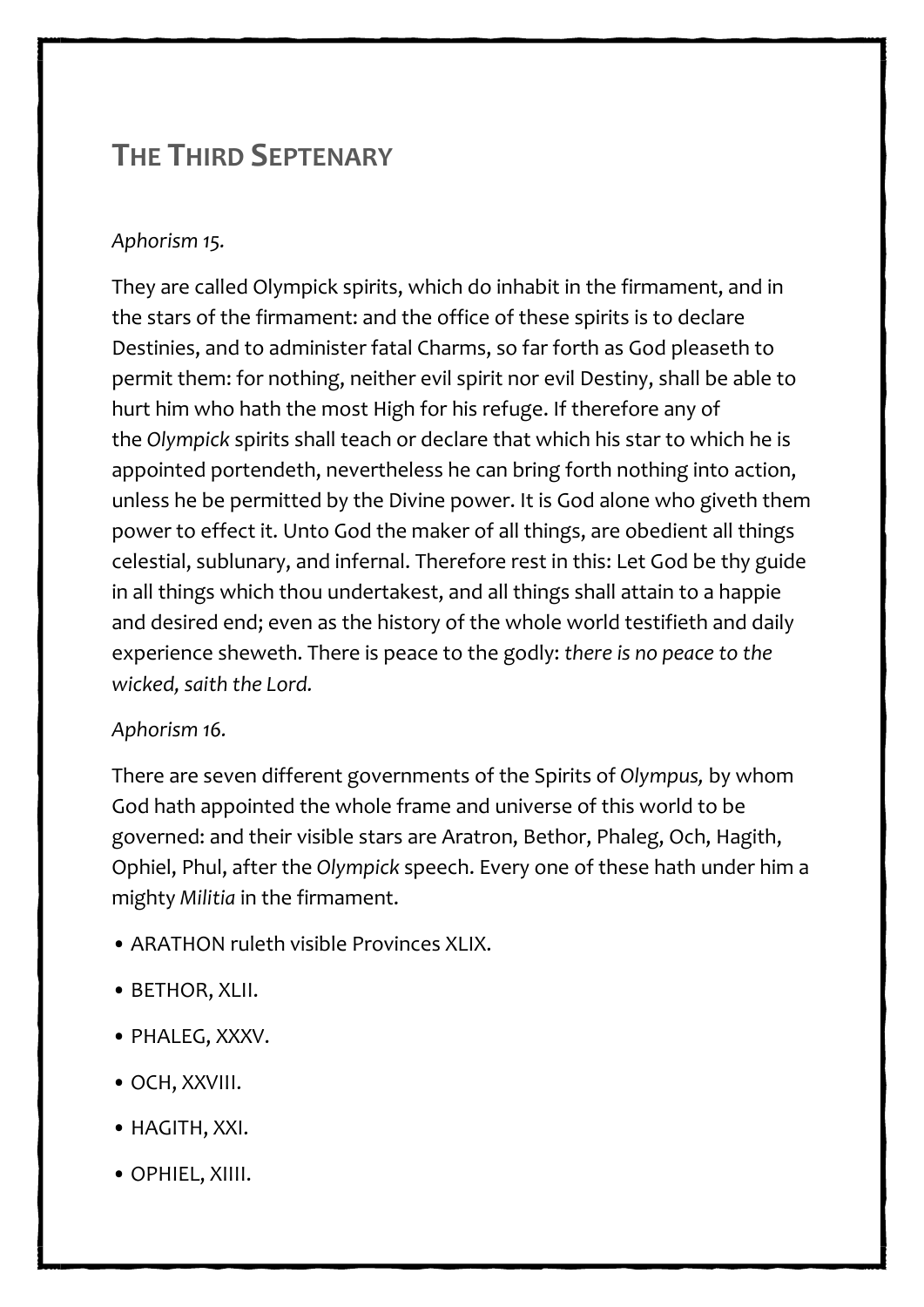## THE THIRD SEPTENARY

*Aphorism 15.*

They are called Olympick spirits, which do inhabit in the firmament, and in the stars of the firmament: and the office of these spirits is to declare Destinies, and to administer fatal Charms, so far forth as God pleaseth to permit them: for nothing, neither evil spirit nor evil Destiny, shall be able to hurt him who hath the most High for his refuge. If therefore any of the *Olympick* spirits shall teach or declare that which his star to which he is appointed portendeth, nevertheless he can bring forth nothing into action, unless he be permitted by the Divine power. It is God alone who giveth them power to effect it. Unto God the maker of all things, are obedient all things celestial, sublunary, and infernal. Therefore rest in this: Let God be thy guide in all things which thou undertakest, and all things shall attain to a happie and desired end; even as the history of the whole world testifieth and daily experience sheweth. There is peace to the godly: *there is no peace to the wicked, saith the Lord.*

*Aphorism 16.*

There are seven different governments of the Spirits of *Olympus,* by whom God hath appointed the whole frame and universe of this world to be governed: and their visible stars are Aratron, Bethor, Phaleg, Och, Hagith, Ophiel, Phul, after the *Olympick* speech. Every one of these hath under him a mighty *Militia* in the firmament.

- ARATHON ruleth visible Provinces XLIX.
- BETHOR, XLII.
- PHALEG, XXXV.
- OCH, XXVIII.
- HAGITH, XXI.
- OPHIEL, XIIII.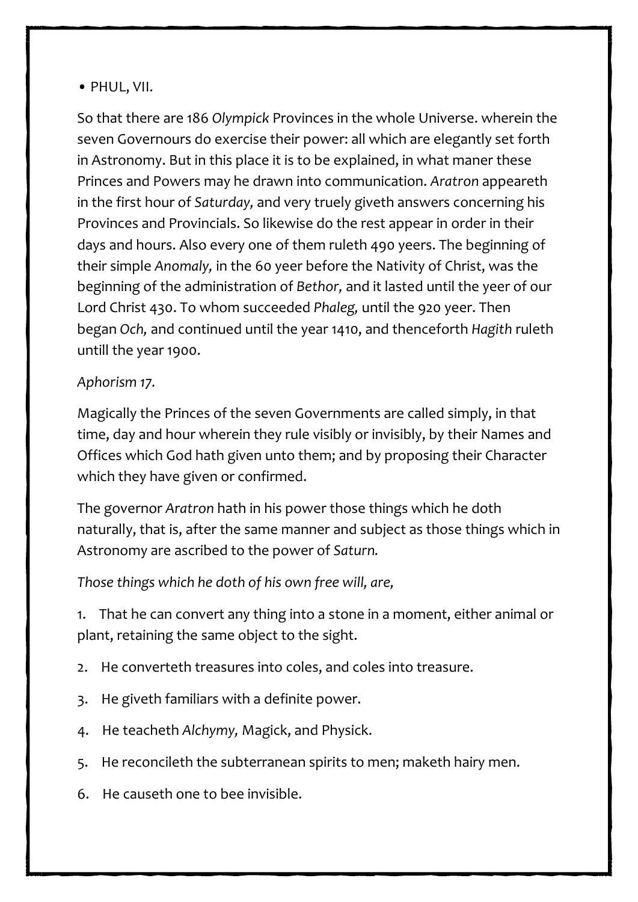- PHUL, VII.

So that there are 186 *Olympick* Provinces in the whole Universe. wherein the seven Governours do exercise their power: all which are elegantly set forth in Astronomy. But in this place it is to be explained, in what maner these Princes and Powers may he drawn into communication. *Aratron* appeareth in the first hour of *Saturday,* and very truely giveth answers concerning his Provinces and Provincials. So likewise do the rest appear in order in their days and hours. Also every one of them ruleth 490 yeers. The beginning of their simple *Anomaly,* in the 60 yeer before the Nativity of Christ, was the beginning of the administration of *Bethor,* and it lasted until the yeer of our Lord Christ 430. To whom succeeded *Phaleg,* until the 920 yeer. Then began *Och,* and continued until the year 1410, and thenceforth *Hagith* ruleth untill the year 1900.

*Aphorism 17.*

Magically the Princes of the seven Governments are called simply, in that time, day and hour wherein they rule visibly or invisibly, by their Names and Offices which God hath given unto them; and by proposing their Character which they have given or confirmed.

The governor *Aratron* hath in his power those things which he doth naturally, that is, after the same manner and subject as those things which in Astronomy are ascribed to the power of *Saturn.*

*Those things which he doth of his own free will, are,*

1. That he can convert any thing into a stone in a moment, either animal or plant, retaining the same object to the sight.
2. He converteth treasures into coles, and coles into treasure.
3. He giveth familiars with a definite power.
4. He teacheth *Alchymy,* Magick, and Physick.
5. He reconcileth the subterranean spirits to men; maketh hairy men.
6. He causeth one to bee invisible.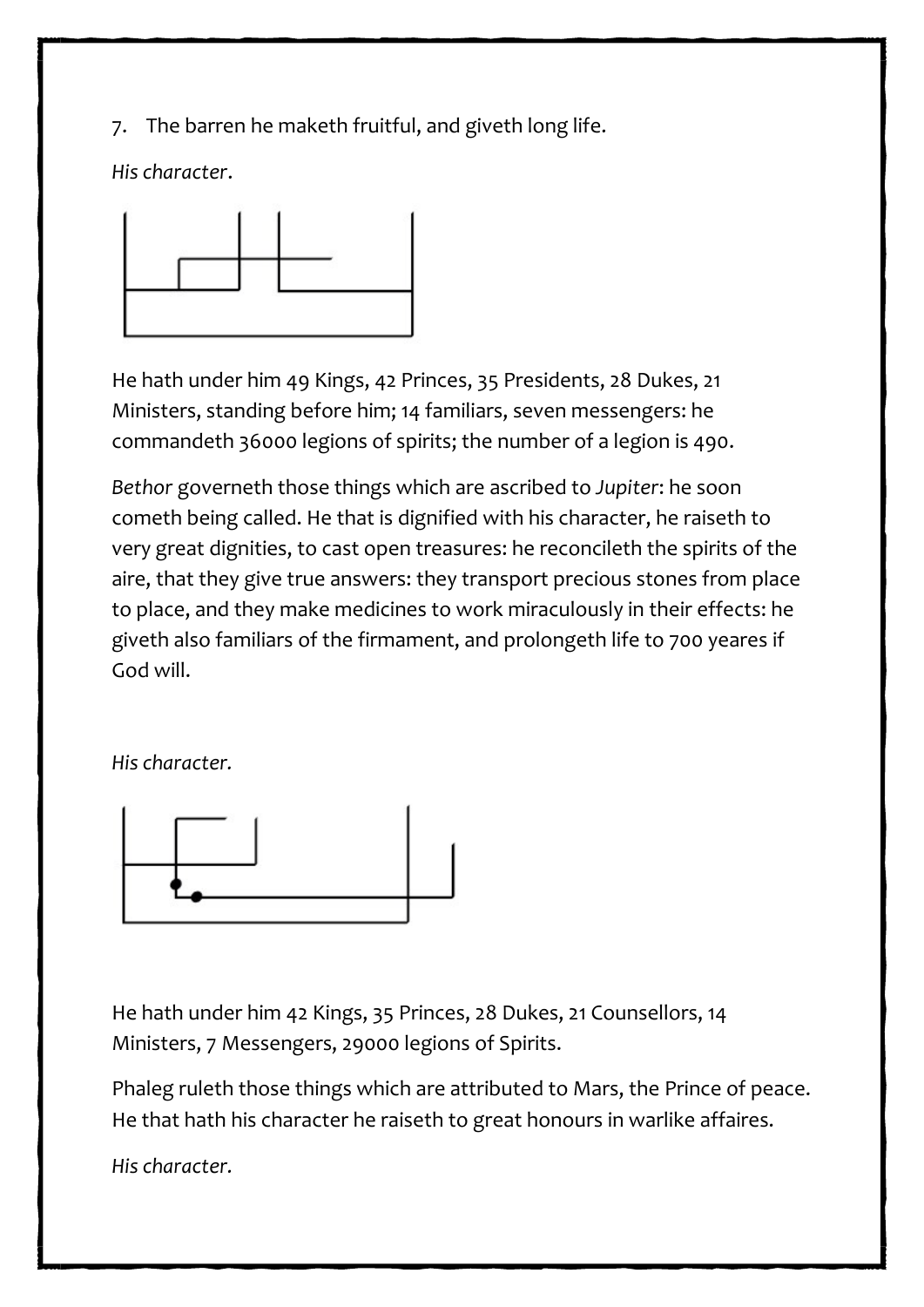7. The barren he maketh fruitful, and giveth long life.

*His character*.

He hath under him 49 Kings, 42 Princes, 35 Presidents, 28 Dukes, 21 Ministers, standing before him; 14 familiars, seven messengers: he commandeth 36000 legions of spirits; the number of a legion is 490.

*Bethor* governeth those things which are ascribed to *Jupiter*: he soon cometh being called. He that is dignified with his character, he raiseth to very great dignities, to cast open treasures: he reconcileth the spirits of the aire, that they give true answers: they transport precious stones from place to place, and they make medicines to work miraculously in their effects: he giveth also familiars of the firmament, and prolongeth life to 700 yeares if God will.

*His character.*

He hath under him 42 Kings, 35 Princes, 28 Dukes, 21 Counsellors, 14 Ministers, 7 Messengers, 29000 legions of Spirits.

Phaleg ruleth those things which are attributed to Mars, the Prince of peace. He that hath his character he raiseth to great honours in warlike affaires.

*His character.*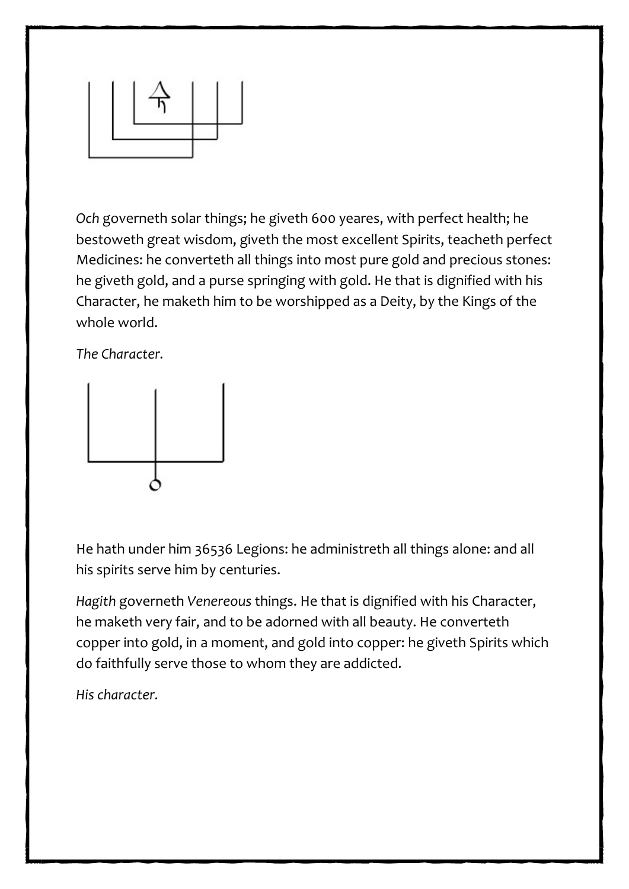*Och* governeth solar things; he giveth 600 yeares, with perfect health; he bestoweth great wisdom, giveth the most excellent Spirits, teacheth perfect Medicines: he converteth all things into most pure gold and precious stones: he giveth gold, and a purse springing with gold. He that is dignified with his Character, he maketh him to be worshipped as a Deity, by the Kings of the whole world.

*The Character.*

He hath under him 36536 Legions: he administreth all things alone: and all his spirits serve him by centuries.

*Hagith* governeth *Venereous* things. He that is dignified with his Character, he maketh very fair, and to be adorned with all beauty. He converteth copper into gold, in a moment, and gold into copper: he giveth Spirits which do faithfully serve those to whom they are addicted.

*His character.*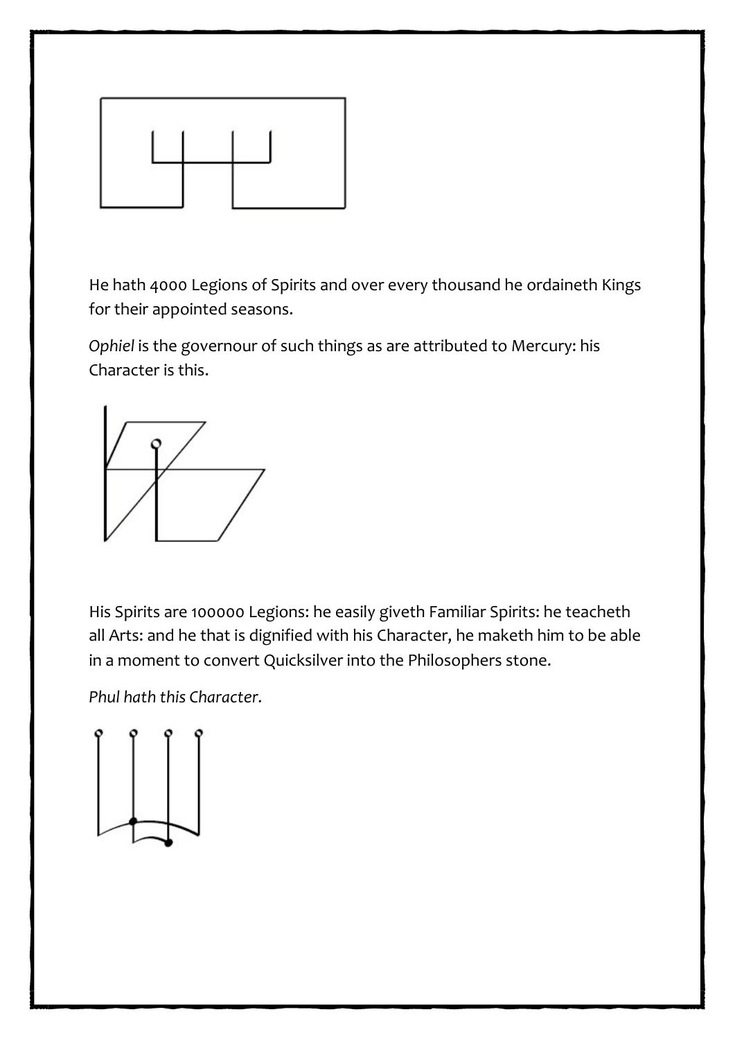He hath 4000 Legions of Spirits and over every thousand he ordaineth Kings for their appointed seasons.

*Ophiel* is the governour of such things as are attributed to Mercury: his Character is this.

His Spirits are 100000 Legions: he easily giveth Familiar Spirits: he teacheth all Arts: and he that is dignified with his Character, he maketh him to be able in a moment to convert Quicksilver into the Philosophers stone.

*Phul hath this Character.*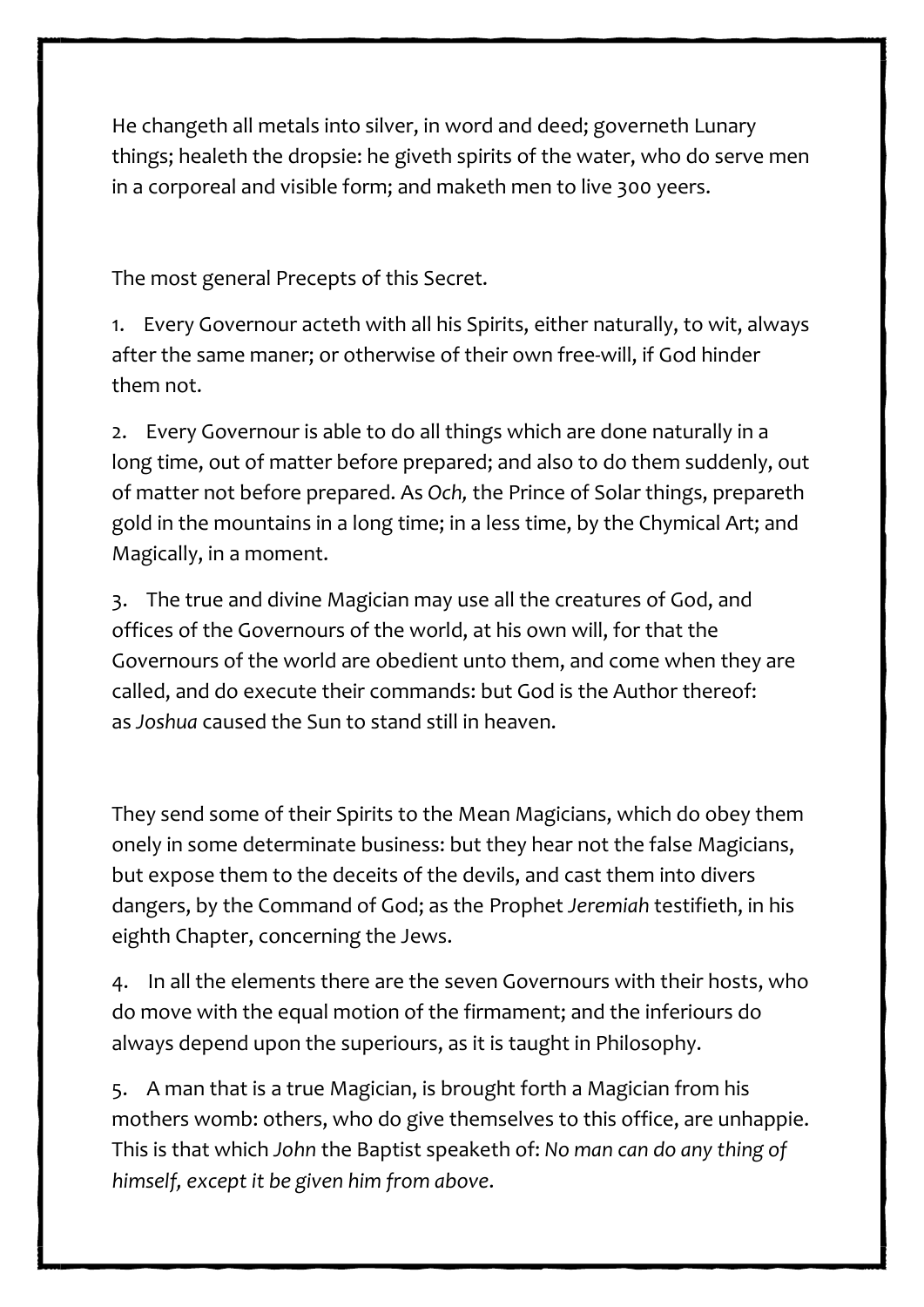He changeth all metals into silver, in word and deed; governeth Lunary things; healeth the dropsie: he giveth spirits of the water, who do serve men in a corporeal and visible form; and maketh men to live 300 yeers.

The most general Precepts of this Secret.

1. Every Governour acteth with all his Spirits, either naturally, to wit, always after the same maner; or otherwise of their own free-will, if God hinder them not.

2. Every Governour is able to do all things which are done naturally in a long time, out of matter before prepared; and also to do them suddenly, out of matter not before prepared. As *Och,* the Prince of Solar things, prepareth gold in the mountains in a long time; in a less time, by the Chymical Art; and Magically, in a moment.

3. The true and divine Magician may use all the creatures of God, and offices of the Governours of the world, at his own will, for that the Governours of the world are obedient unto them, and come when they are called, and do execute their commands: but God is the Author thereof: as *Joshua* caused the Sun to stand still in heaven.

They send some of their Spirits to the Mean Magicians, which do obey them onely in some determinate business: but they hear not the false Magicians, but expose them to the deceits of the devils, and cast them into divers dangers, by the Command of God; as the Prophet *Jeremiah* testifieth, in his eighth Chapter, concerning the Jews.

4. In all the elements there are the seven Governours with their hosts, who do move with the equal motion of the firmament; and the inferiours do always depend upon the superiours, as it is taught in Philosophy.

5. A man that is a true Magician, is brought forth a Magician from his mothers womb: others, who do give themselves to this office, are unhappie. This is that which *John* the Baptist speaketh of: *No man can do any thing of himself, except it be given him from above*.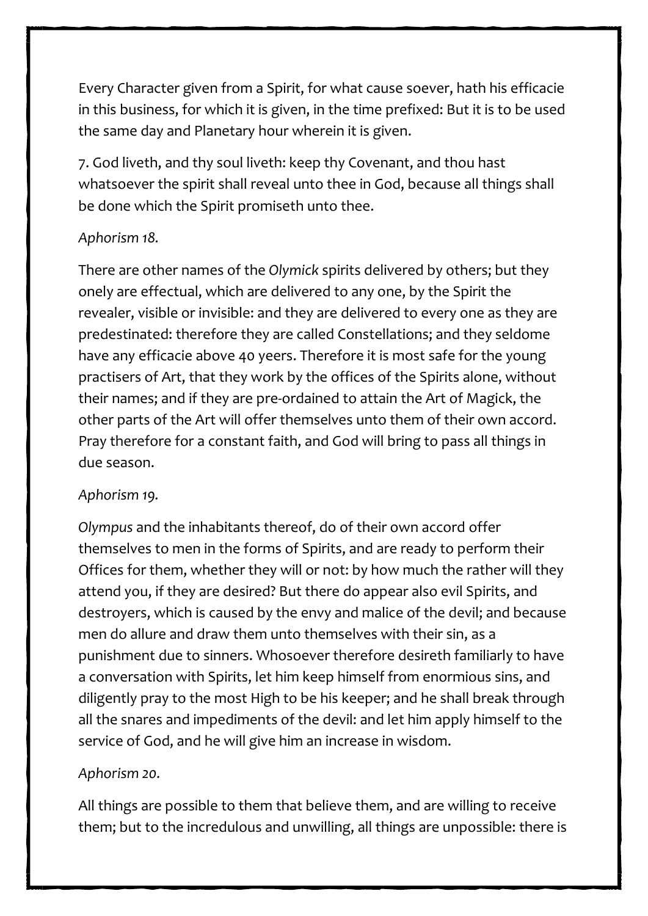Every Character given from a Spirit, for what cause soever, hath his efficacie in this business, for which it is given, in the time prefixed: But it is to be used the same day and Planetary hour wherein it is given.

7. God liveth, and thy soul liveth: keep thy Covenant, and thou hast whatsoever the spirit shall reveal unto thee in God, because all things shall be done which the Spirit promiseth unto thee.

*Aphorism 18.*

There are other names of the *Olymick* spirits delivered by others; but they onely are effectual, which are delivered to any one, by the Spirit the revealer, visible or invisible: and they are delivered to every one as they are predestinated: therefore they are called Constellations; and they seldome have any efficacie above 40 yeers. Therefore it is most safe for the young practisers of Art, that they work by the offices of the Spirits alone, without their names; and if they are pre-ordained to attain the Art of Magick, the other parts of the Art will offer themselves unto them of their own accord. Pray therefore for a constant faith, and God will bring to pass all things in due season.

*Aphorism 19.*

*Olympus* and the inhabitants thereof, do of their own accord offer themselves to men in the forms of Spirits, and are ready to perform their Offices for them, whether they will or not: by how much the rather will they attend you, if they are desired? But there do appear also evil Spirits, and destroyers, which is caused by the envy and malice of the devil; and because men do allure and draw them unto themselves with their sin, as a punishment due to sinners. Whosoever therefore desireth familiarly to have a conversation with Spirits, let him keep himself from enormious sins, and diligently pray to the most High to be his keeper; and he shall break through all the snares and impediments of the devil: and let him apply himself to the service of God, and he will give him an increase in wisdom.

*Aphorism 20.*

All things are possible to them that believe them, and are willing to receive them; but to the incredulous and unwilling, all things are unpossible: there is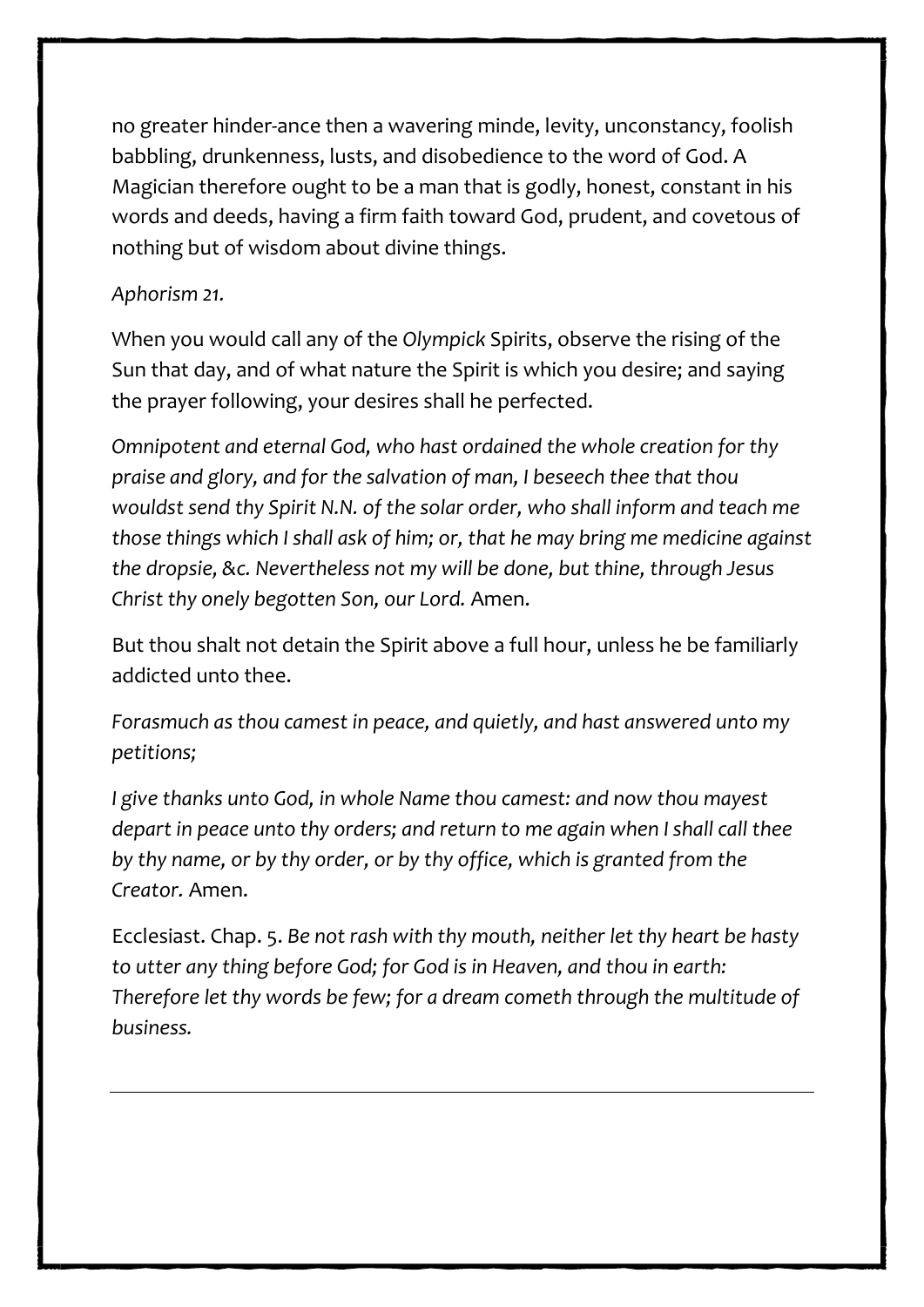no greater hinder-ance then a wavering minde, levity, unconstancy, foolish babbling, drunkenness, lusts, and disobedience to the word of God. A Magician therefore ought to be a man that is godly, honest, constant in his words and deeds, having a firm faith toward God, prudent, and covetous of nothing but of wisdom about divine things.

*Aphorism 21.*

When you would call any of the *Olympick* Spirits, observe the rising of the Sun that day, and of what nature the Spirit is which you desire; and saying the prayer following, your desires shall he perfected.

*Omnipotent and eternal God, who hast ordained the whole creation for thy praise and glory, and for the salvation of man, I beseech thee that thou wouldst send thy Spirit N.N. of the solar order, who shall inform and teach me those things which I shall ask of him; or, that he may bring me medicine against the dropsie, &c. Nevertheless not my will be done, but thine, through Jesus Christ thy onely begotten Son, our Lord.* Amen.

But thou shalt not detain the Spirit above a full hour, unless he be familiarly addicted unto thee.

*Forasmuch as thou camest in peace, and quietly, and hast answered unto my petitions;*

*I give thanks unto God, in whole Name thou camest: and now thou mayest depart in peace unto thy orders; and return to me again when I shall call thee by thy name, or by thy order, or by thy office, which is granted from the Creator.* Amen.

Ecclesiast. Chap. 5. *Be not rash with thy mouth, neither let thy heart be hasty to utter any thing before God; for God is in Heaven, and thou in earth: Therefore let thy words be few; for a dream cometh through the multitude of business.*

---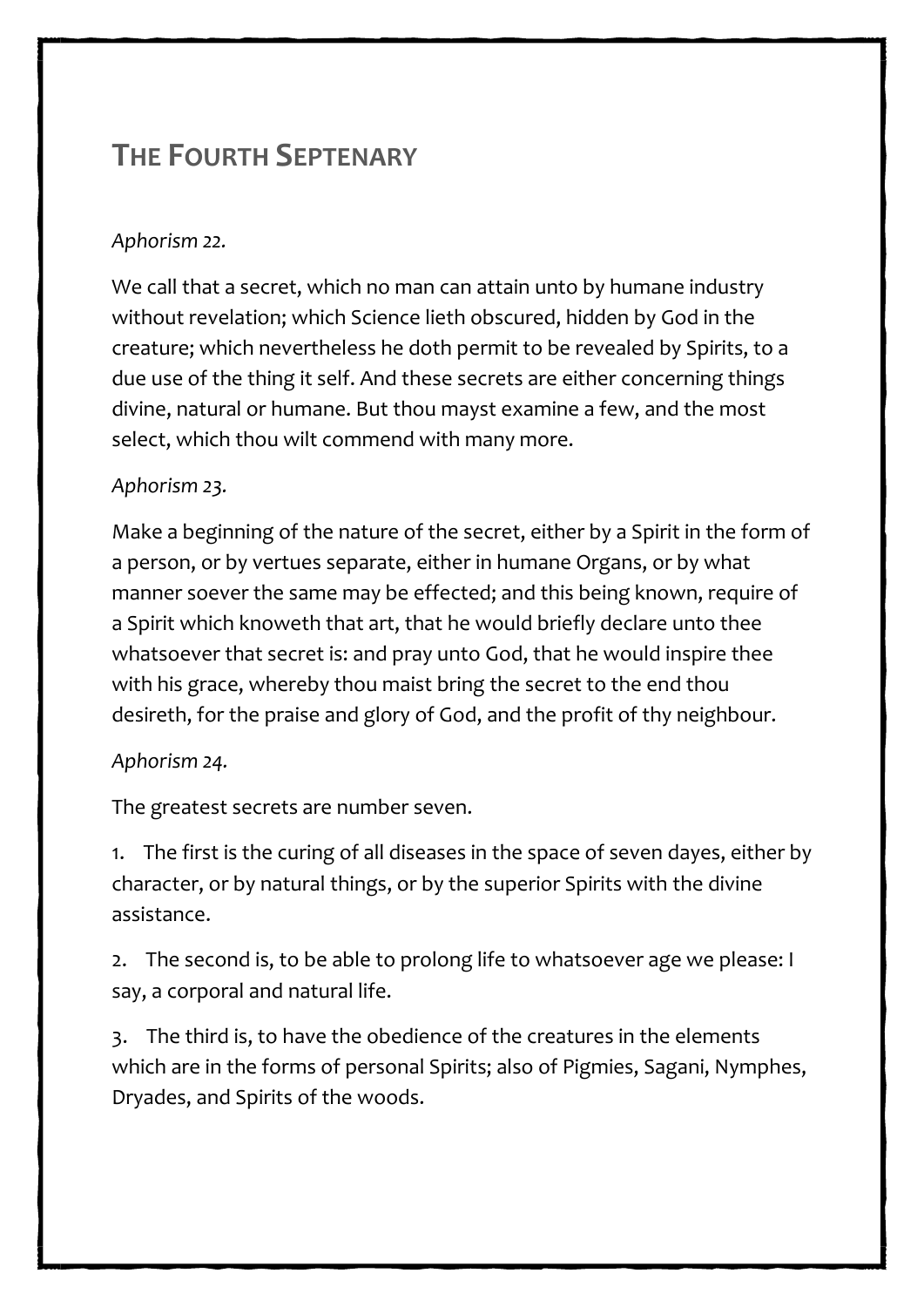## THE FOURTH SEPTENARY

*Aphorism 22.*

We call that a secret, which no man can attain unto by humane industry without revelation; which Science lieth obscured, hidden by God in the creature; which nevertheless he doth permit to be revealed by Spirits, to a due use of the thing it self. And these secrets are either concerning things divine, natural or humane. But thou mayst examine a few, and the most select, which thou wilt commend with many more.

*Aphorism 23.*

Make a beginning of the nature of the secret, either by a Spirit in the form of a person, or by vertues separate, either in humane Organs, or by what manner soever the same may be effected; and this being known, require of a Spirit which knoweth that art, that he would briefly declare unto thee whatsoever that secret is: and pray unto God, that he would inspire thee with his grace, whereby thou maist bring the secret to the end thou desireth, for the praise and glory of God, and the profit of thy neighbour.

*Aphorism 24.*

The greatest secrets are number seven.

1. The first is the curing of all diseases in the space of seven dayes, either by character, or by natural things, or by the superior Spirits with the divine assistance.

2. The second is, to be able to prolong life to whatsoever age we please: I say, a corporal and natural life.

3. The third is, to have the obedience of the creatures in the elements which are in the forms of personal Spirits; also of Pigmies, Sagani, Nymphes, Dryades, and Spirits of the woods.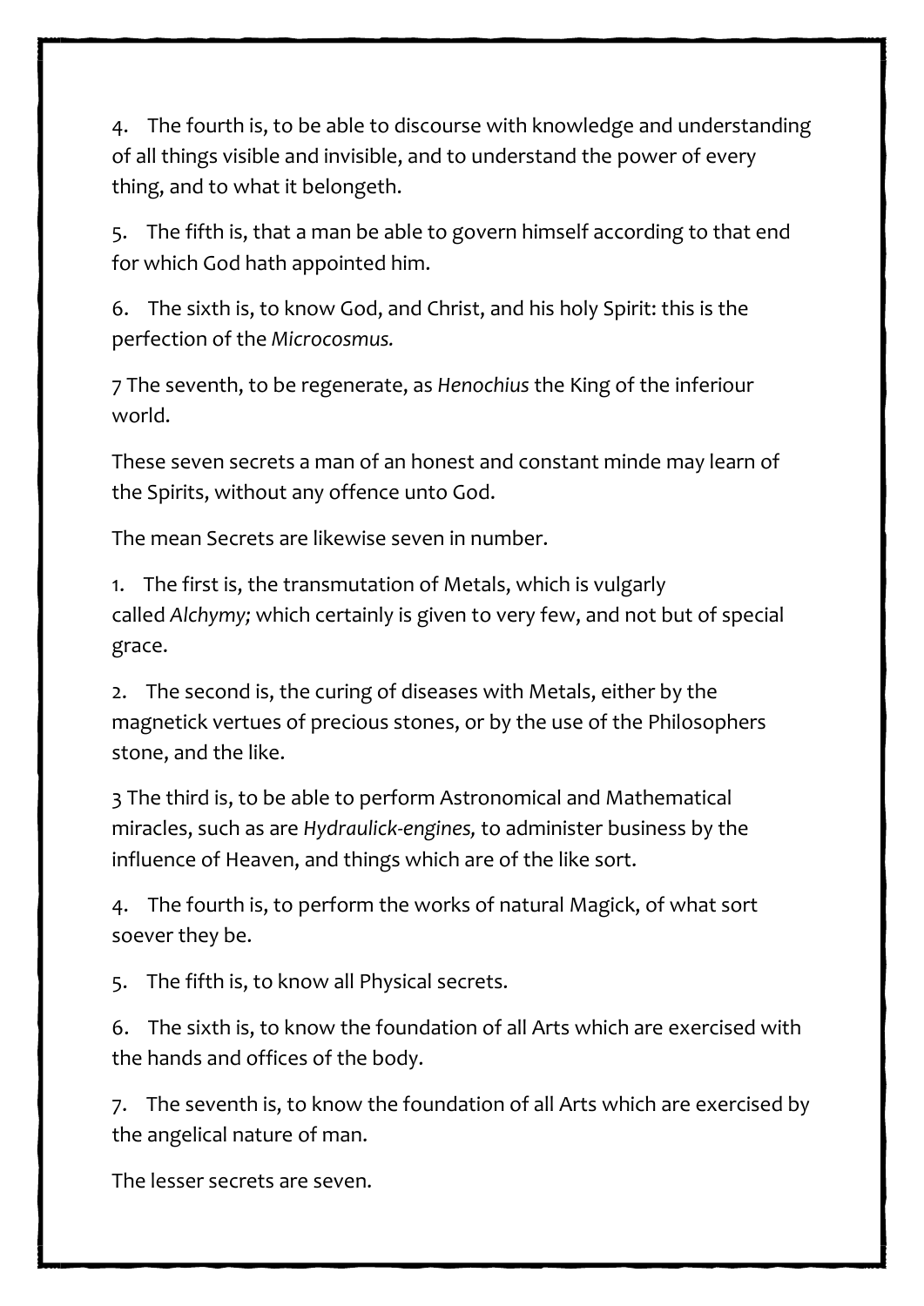4. The fourth is, to be able to discourse with knowledge and understanding of all things visible and invisible, and to understand the power of every thing, and to what it belongeth.

5. The fifth is, that a man be able to govern himself according to that end for which God hath appointed him.

6. The sixth is, to know God, and Christ, and his holy Spirit: this is the perfection of the *Microcosmus.*

7 The seventh, to be regenerate, as *Henochius* the King of the inferiour world.

These seven secrets a man of an honest and constant minde may learn of the Spirits, without any offence unto God.

The mean Secrets are likewise seven in number.

1. The first is, the transmutation of Metals, which is vulgarly called *Alchymy;* which certainly is given to very few, and not but of special grace.

2. The second is, the curing of diseases with Metals, either by the magnetick vertues of precious stones, or by the use of the Philosophers stone, and the like.

3 The third is, to be able to perform Astronomical and Mathematical miracles, such as are *Hydraulick-engines,* to administer business by the influence of Heaven, and things which are of the like sort.

4. The fourth is, to perform the works of natural Magick, of what sort soever they be.

5. The fifth is, to know all Physical secrets.

6. The sixth is, to know the foundation of all Arts which are exercised with the hands and offices of the body.

7. The seventh is, to know the foundation of all Arts which are exercised by the angelical nature of man.

The lesser secrets are seven.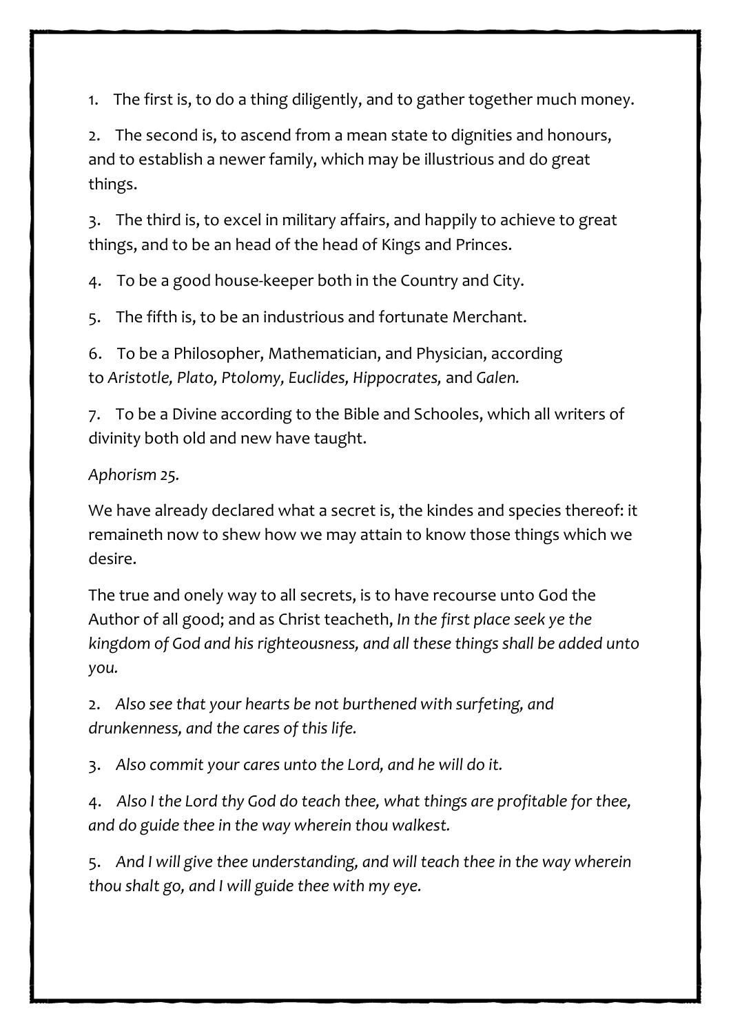1. The first is, to do a thing diligently, and to gather together much money.

2. The second is, to ascend from a mean state to dignities and honours, and to establish a newer family, which may be illustrious and do great things.

3. The third is, to excel in military affairs, and happily to achieve to great things, and to be an head of the head of Kings and Princes.

4. To be a good house-keeper both in the Country and City.

5. The fifth is, to be an industrious and fortunate Merchant.

6. To be a Philosopher, Mathematician, and Physician, according to *Aristotle, Plato, Ptolomy, Euclides, Hippocrates,* and *Galen.*

7. To be a Divine according to the Bible and Schooles, which all writers of divinity both old and new have taught.

*Aphorism 25.*

We have already declared what a secret is, the kindes and species thereof: it remaineth now to shew how we may attain to know those things which we desire.

The true and onely way to all secrets, is to have recourse unto God the Author of all good; and as Christ teacheth, *In the first place seek ye the kingdom of God and his righteousness, and all these things shall be added unto you.*

2. *Also see that your hearts be not burthened with surfeting, and drunkenness, and the cares of this life.*

3. *Also commit your cares unto the Lord, and he will do it.*

4. *Also I the Lord thy God do teach thee, what things are profitable for thee, and do guide thee in the way wherein thou walkest.*

5. *And I will give thee understanding, and will teach thee in the way wherein thou shalt go, and I will guide thee with my eye.*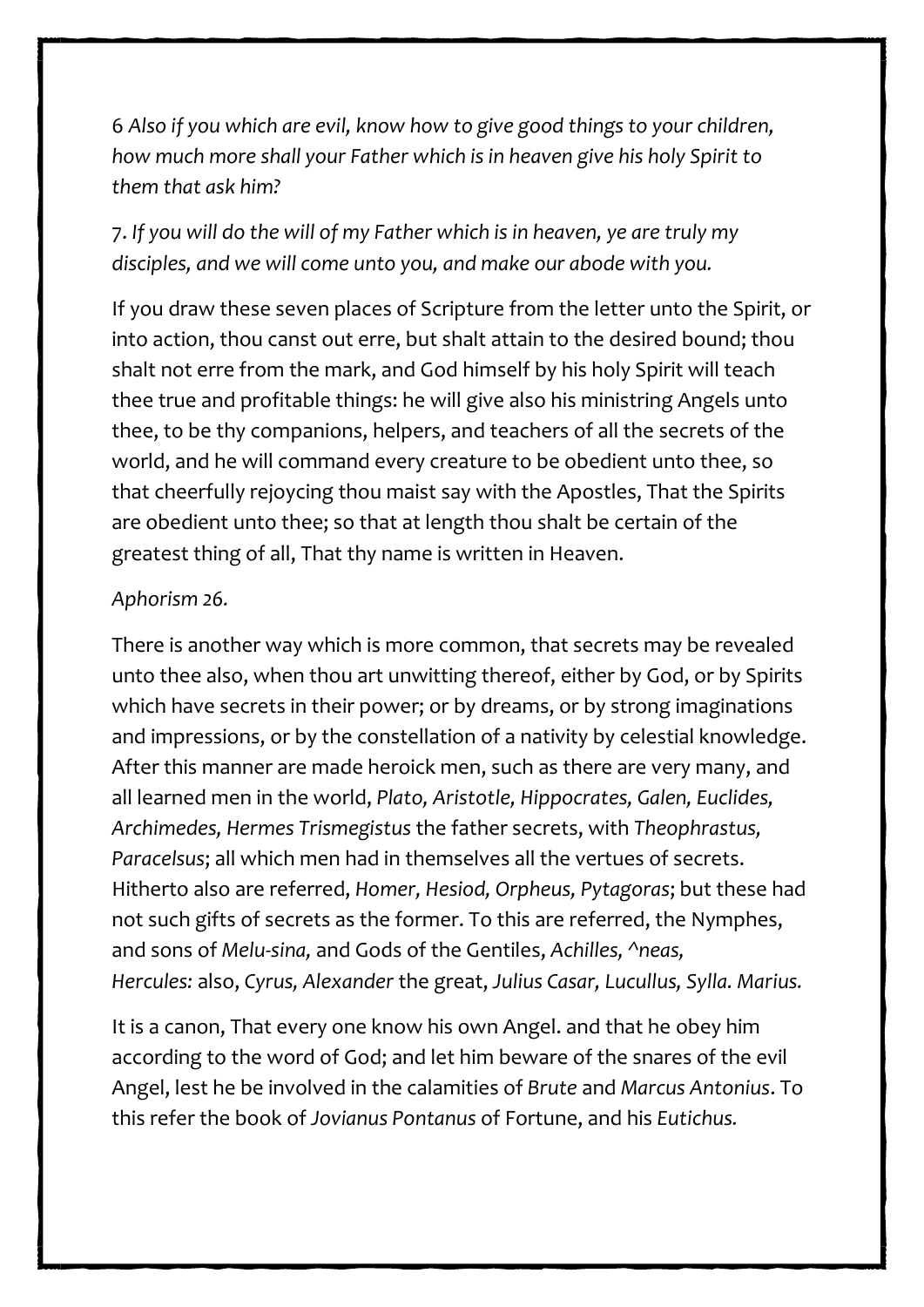6 *Also if you which are evil, know how to give good things to your children, how much more shall your Father which is in heaven give his holy Spirit to them that ask him?*

7. *If you will do the will of my Father which is in heaven, ye are truly my disciples, and we will come unto you, and make our abode with you.*

If you draw these seven places of Scripture from the letter unto the Spirit, or into action, thou canst out erre, but shalt attain to the desired bound; thou shalt not erre from the mark, and God himself by his holy Spirit will teach thee true and profitable things: he will give also his ministring Angels unto thee, to be thy companions, helpers, and teachers of all the secrets of the world, and he will command every creature to be obedient unto thee, so that cheerfully rejoycing thou maist say with the Apostles, That the Spirits are obedient unto thee; so that at length thou shalt be certain of the greatest thing of all, That thy name is written in Heaven.

*Aphorism 26.*

There is another way which is more common, that secrets may be revealed unto thee also, when thou art unwitting thereof, either by God, or by Spirits which have secrets in their power; or by dreams, or by strong imaginations and impressions, or by the constellation of a nativity by celestial knowledge. After this manner are made heroick men, such as there are very many, and all learned men in the world, *Plato, Aristotle, Hippocrates, Galen, Euclides, Archimedes, Hermes Trismegistus* the father secrets, with *Theophrastus, Paracelsus*; all which men had in themselves all the vertues of secrets. Hitherto also are referred, *Homer, Hesiod, Orpheus, Pytagoras*; but these had not such gifts of secrets as the former. To this are referred, the Nymphes, and sons of *Melu-sina,* and Gods of the Gentiles, *Achilles, ^neas, Hercules:* also, *Cyrus, Alexander* the great, *Julius Casar, Lucullus, Sylla. Marius.*

It is a canon, That every one know his own Angel. and that he obey him according to the word of God; and let him beware of the snares of the evil Angel, lest he be involved in the calamities of *Brute* and *Marcus Antonius*. To this refer the book of *Jovianus Pontanus* of Fortune, and his *Eutichus.*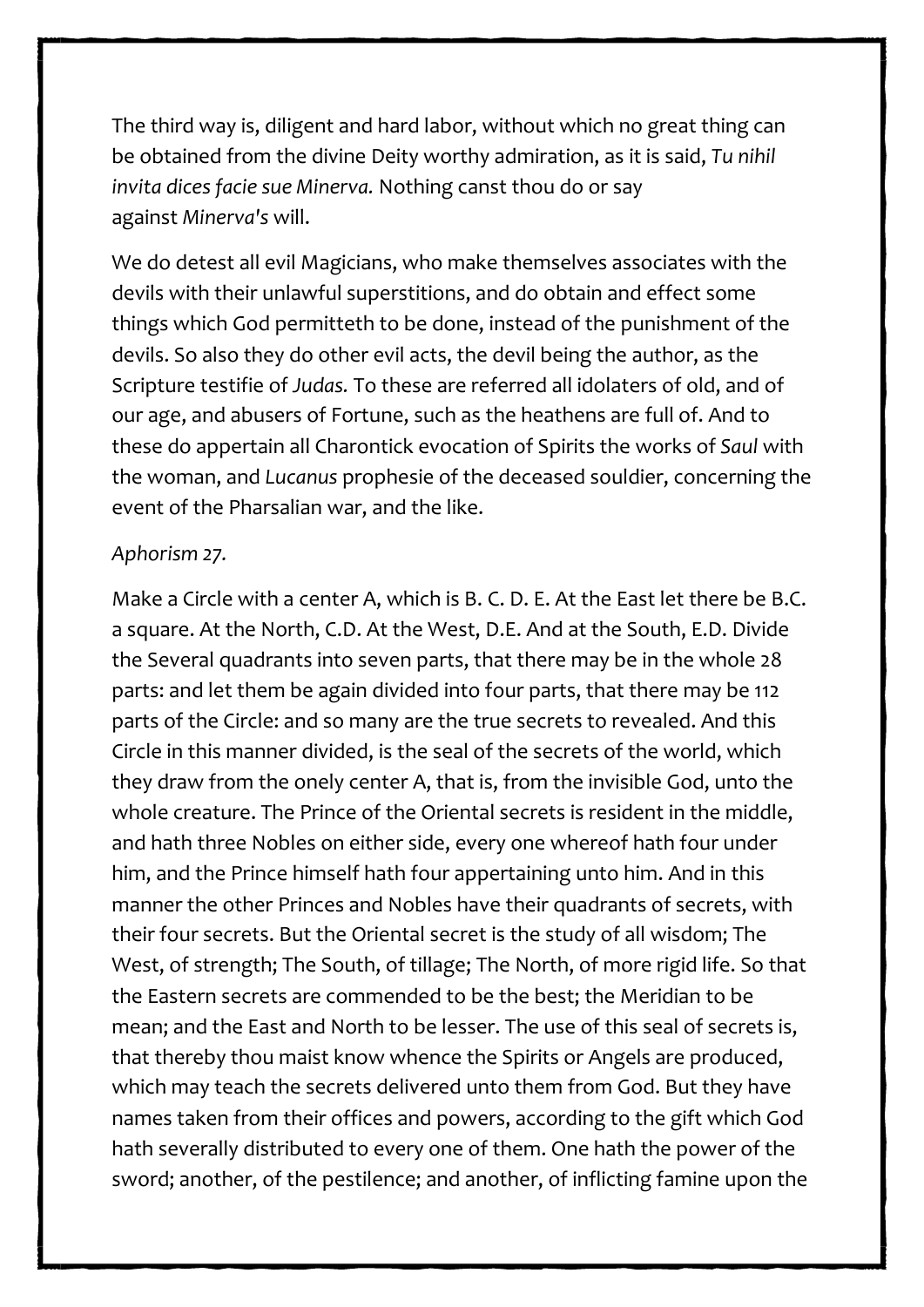The third way is, diligent and hard labor, without which no great thing can be obtained from the divine Deity worthy admiration, as it is said, *Tu nihil invita dices facie sue Minerva.* Nothing canst thou do or say against *Minerva's* will.

We do detest all evil Magicians, who make themselves associates with the devils with their unlawful superstitions, and do obtain and effect some things which God permitteth to be done, instead of the punishment of the devils. So also they do other evil acts, the devil being the author, as the Scripture testifie of *Judas.* To these are referred all idolaters of old, and of our age, and abusers of Fortune, such as the heathens are full of. And to these do appertain all Charontick evocation of Spirits the works of *Saul* with the woman, and *Lucanus* prophesie of the deceased souldier, concerning the event of the Pharsalian war, and the like.

*Aphorism 27.*

Make a Circle with a center A, which is B. C. D. E. At the East let there be B.C. a square. At the North, C.D. At the West, D.E. And at the South, E.D. Divide the Several quadrants into seven parts, that there may be in the whole 28 parts: and let them be again divided into four parts, that there may be 112 parts of the Circle: and so many are the true secrets to revealed. And this Circle in this manner divided, is the seal of the secrets of the world, which they draw from the onely center A, that is, from the invisible God, unto the whole creature. The Prince of the Oriental secrets is resident in the middle, and hath three Nobles on either side, every one whereof hath four under him, and the Prince himself hath four appertaining unto him. And in this manner the other Princes and Nobles have their quadrants of secrets, with their four secrets. But the Oriental secret is the study of all wisdom; The West, of strength; The South, of tillage; The North, of more rigid life. So that the Eastern secrets are commended to be the best; the Meridian to be mean; and the East and North to be lesser. The use of this seal of secrets is, that thereby thou maist know whence the Spirits or Angels are produced, which may teach the secrets delivered unto them from God. But they have names taken from their offices and powers, according to the gift which God hath severally distributed to every one of them. One hath the power of the sword; another, of the pestilence; and another, of inflicting famine upon the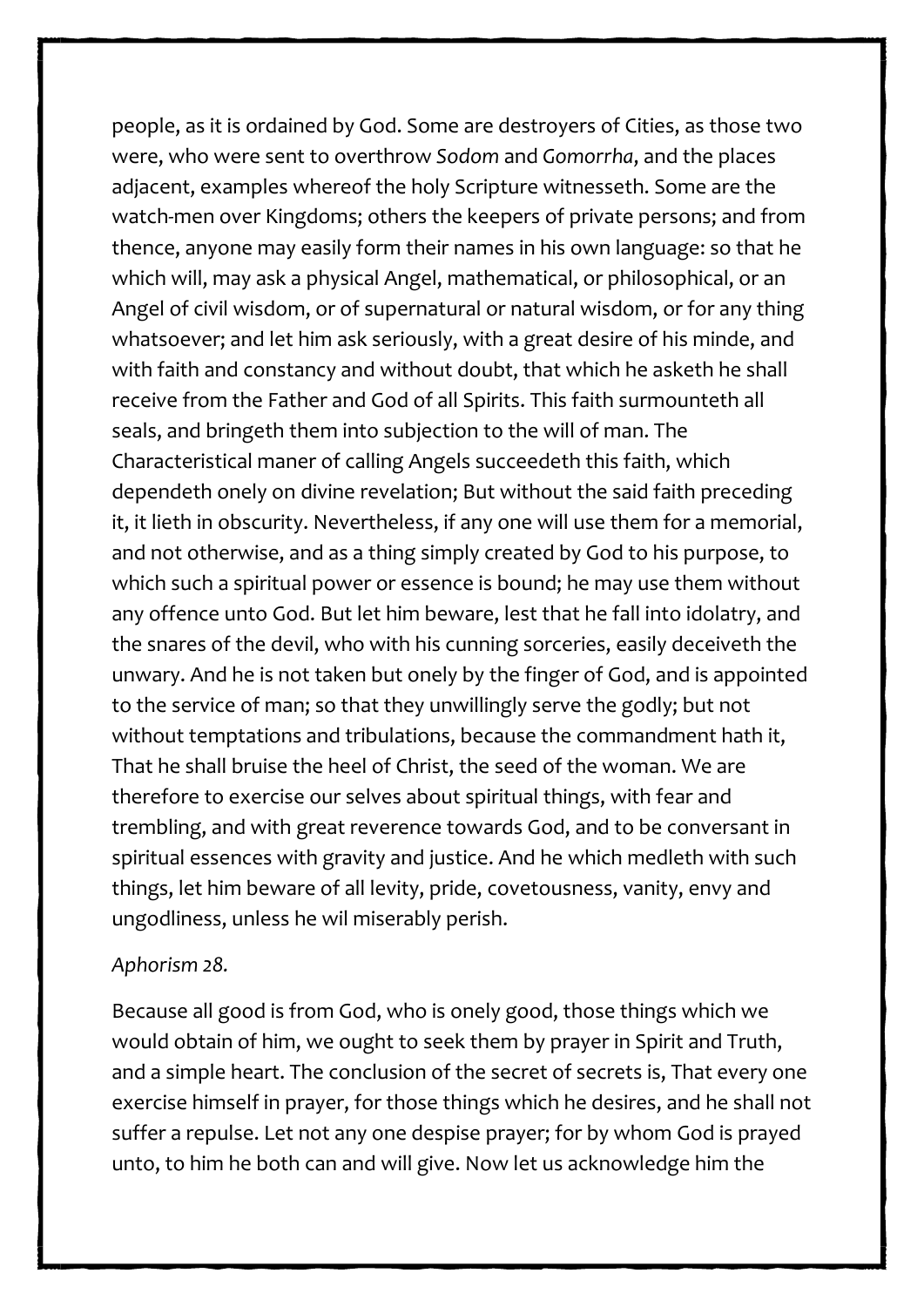people, as it is ordained by God. Some are destroyers of Cities, as those two were, who were sent to overthrow *Sodom* and *Gomorrha*, and the places adjacent, examples whereof the holy Scripture witnesseth. Some are the watch-men over Kingdoms; others the keepers of private persons; and from thence, anyone may easily form their names in his own language: so that he which will, may ask a physical Angel, mathematical, or philosophical, or an Angel of civil wisdom, or of supernatural or natural wisdom, or for any thing whatsoever; and let him ask seriously, with a great desire of his minde, and with faith and constancy and without doubt, that which he asketh he shall receive from the Father and God of all Spirits. This faith surmounteth all seals, and bringeth them into subjection to the will of man. The Characteristical maner of calling Angels succeedeth this faith, which dependeth onely on divine revelation; But without the said faith preceding it, it lieth in obscurity. Nevertheless, if any one will use them for a memorial, and not otherwise, and as a thing simply created by God to his purpose, to which such a spiritual power or essence is bound; he may use them without any offence unto God. But let him beware, lest that he fall into idolatry, and the snares of the devil, who with his cunning sorceries, easily deceiveth the unwary. And he is not taken but onely by the finger of God, and is appointed to the service of man; so that they unwillingly serve the godly; but not without temptations and tribulations, because the commandment hath it, That he shall bruise the heel of Christ, the seed of the woman. We are therefore to exercise our selves about spiritual things, with fear and trembling, and with great reverence towards God, and to be conversant in spiritual essences with gravity and justice. And he which medleth with such things, let him beware of all levity, pride, covetousness, vanity, envy and ungodliness, unless he wil miserably perish.

*Aphorism 28.*

Because all good is from God, who is onely good, those things which we would obtain of him, we ought to seek them by prayer in Spirit and Truth, and a simple heart. The conclusion of the secret of secrets is, That every one exercise himself in prayer, for those things which he desires, and he shall not suffer a repulse. Let not any one despise prayer; for by whom God is prayed unto, to him he both can and will give. Now let us acknowledge him the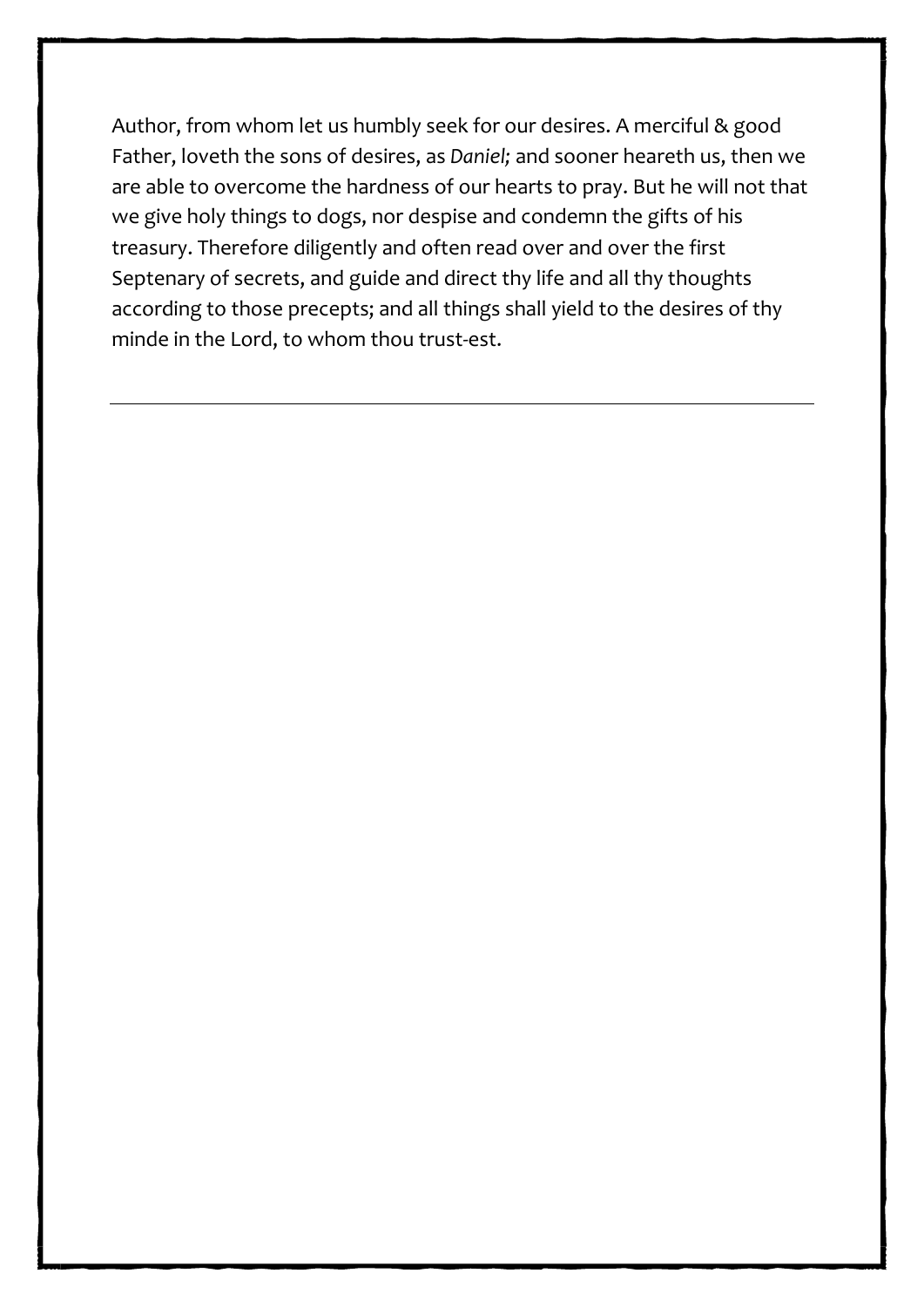Author, from whom let us humbly seek for our desires. A merciful & good Father, loveth the sons of desires, as *Daniel;* and sooner heareth us, then we are able to overcome the hardness of our hearts to pray. But he will not that we give holy things to dogs, nor despise and condemn the gifts of his treasury. Therefore diligently and often read over and over the first Septenary of secrets, and guide and direct thy life and all thy thoughts according to those precepts; and all things shall yield to the desires of thy minde in the Lord, to whom thou trust-est.

---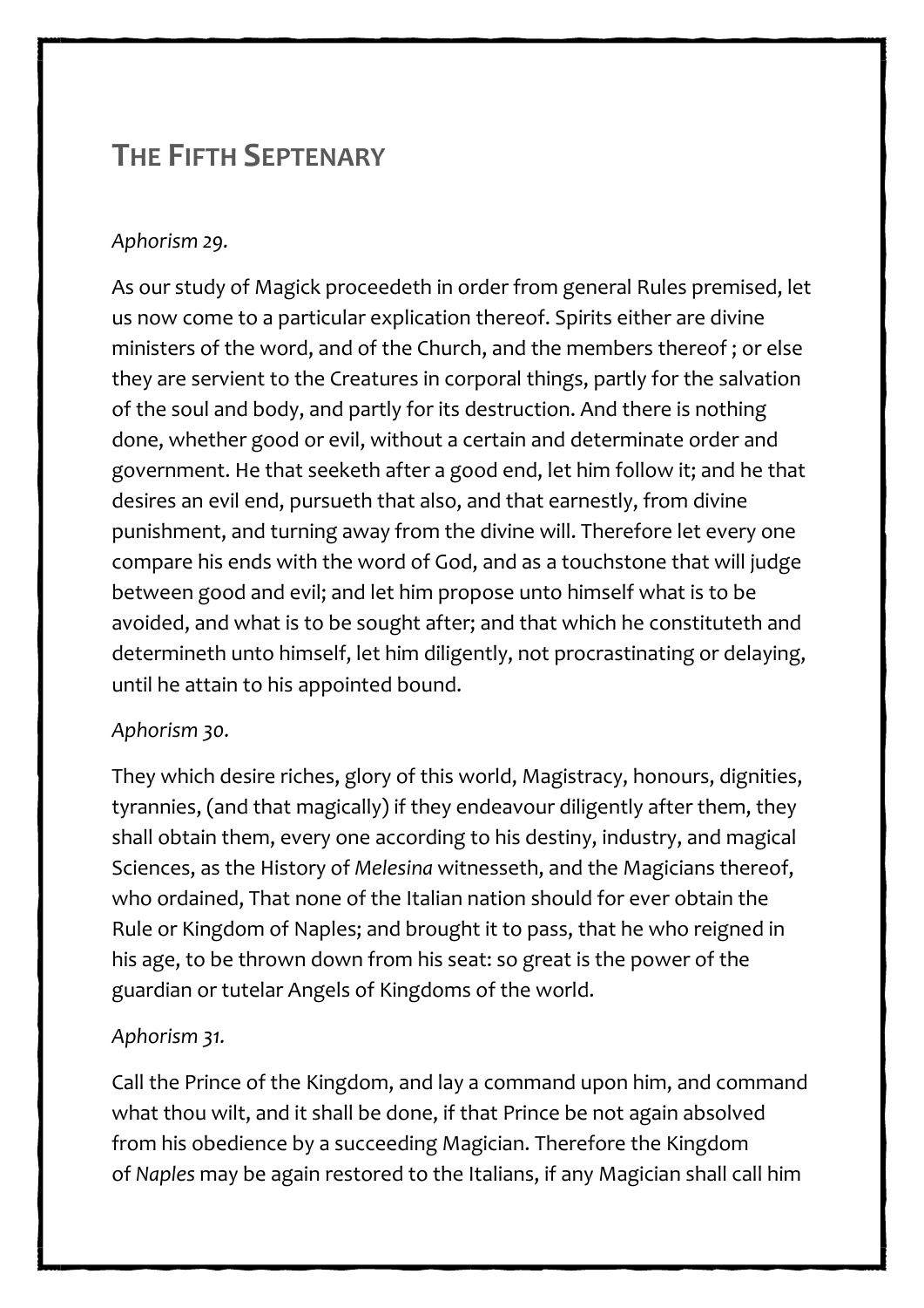## THE FIFTH SEPTENARY

*Aphorism 29.*

As our study of Magick proceedeth in order from general Rules premised, let us now come to a particular explication thereof. Spirits either are divine ministers of the word, and of the Church, and the members thereof ; or else they are servient to the Creatures in corporal things, partly for the salvation of the soul and body, and partly for its destruction. And there is nothing done, whether good or evil, without a certain and determinate order and government. He that seeketh after a good end, let him follow it; and he that desires an evil end, pursueth that also, and that earnestly, from divine punishment, and turning away from the divine will. Therefore let every one compare his ends with the word of God, and as a touchstone that will judge between good and evil; and let him propose unto himself what is to be avoided, and what is to be sought after; and that which he constituteth and determineth unto himself, let him diligently, not procrastinating or delaying, until he attain to his appointed bound.

*Aphorism 30.*

They which desire riches, glory of this world, Magistracy, honours, dignities, tyrannies, (and that magically) if they endeavour diligently after them, they shall obtain them, every one according to his destiny, industry, and magical Sciences, as the History of *Melesina* witnesseth, and the Magicians thereof, who ordained, That none of the Italian nation should for ever obtain the Rule or Kingdom of Naples; and brought it to pass, that he who reigned in his age, to be thrown down from his seat: so great is the power of the guardian or tutelar Angels of Kingdoms of the world.

*Aphorism 31.*

Call the Prince of the Kingdom, and lay a command upon him, and command what thou wilt, and it shall be done, if that Prince be not again absolved from his obedience by a succeeding Magician. Therefore the Kingdom of *Naples* may be again restored to the Italians, if any Magician shall call him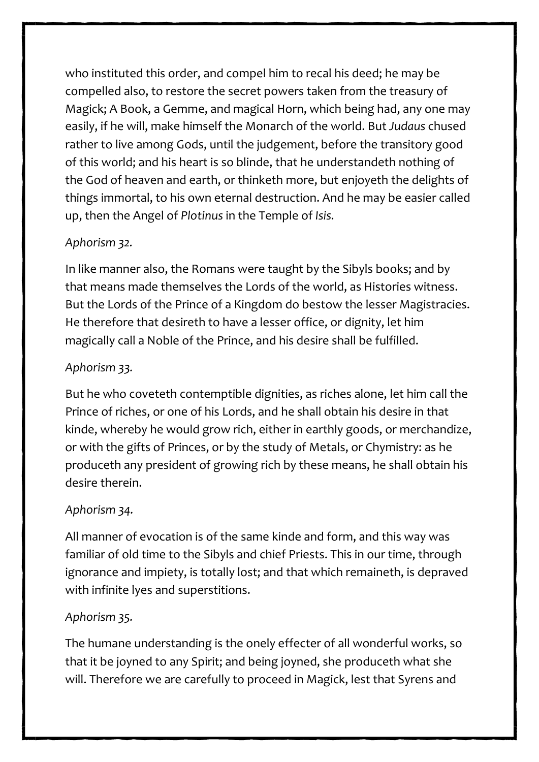who instituted this order, and compel him to recal his deed; he may be compelled also, to restore the secret powers taken from the treasury of Magick; A Book, a Gemme, and magical Horn, which being had, any one may easily, if he will, make himself the Monarch of the world. But *Judaus* chused rather to live among Gods, until the judgement, before the transitory good of this world; and his heart is so blinde, that he understandeth nothing of the God of heaven and earth, or thinketh more, but enjoyeth the delights of things immortal, to his own eternal destruction. And he may be easier called up, then the Angel of *Plotinus* in the Temple of *Isis.*

*Aphorism 32.*

In like manner also, the Romans were taught by the Sibyls books; and by that means made themselves the Lords of the world, as Histories witness. But the Lords of the Prince of a Kingdom do bestow the lesser Magistracies. He therefore that desireth to have a lesser office, or dignity, let him magically call a Noble of the Prince, and his desire shall be fulfilled.

*Aphorism 33.*

But he who coveteth contemptible dignities, as riches alone, let him call the Prince of riches, or one of his Lords, and he shall obtain his desire in that kinde, whereby he would grow rich, either in earthly goods, or merchandize, or with the gifts of Princes, or by the study of Metals, or Chymistry: as he produceth any president of growing rich by these means, he shall obtain his desire therein.

*Aphorism 34.*

All manner of evocation is of the same kinde and form, and this way was familiar of old time to the Sibyls and chief Priests. This in our time, through ignorance and impiety, is totally lost; and that which remaineth, is depraved with infinite lyes and superstitions.

*Aphorism 35.*

The humane understanding is the onely effecter of all wonderful works, so that it be joyned to any Spirit; and being joyned, she produceth what she will. Therefore we are carefully to proceed in Magick, lest that Syrens and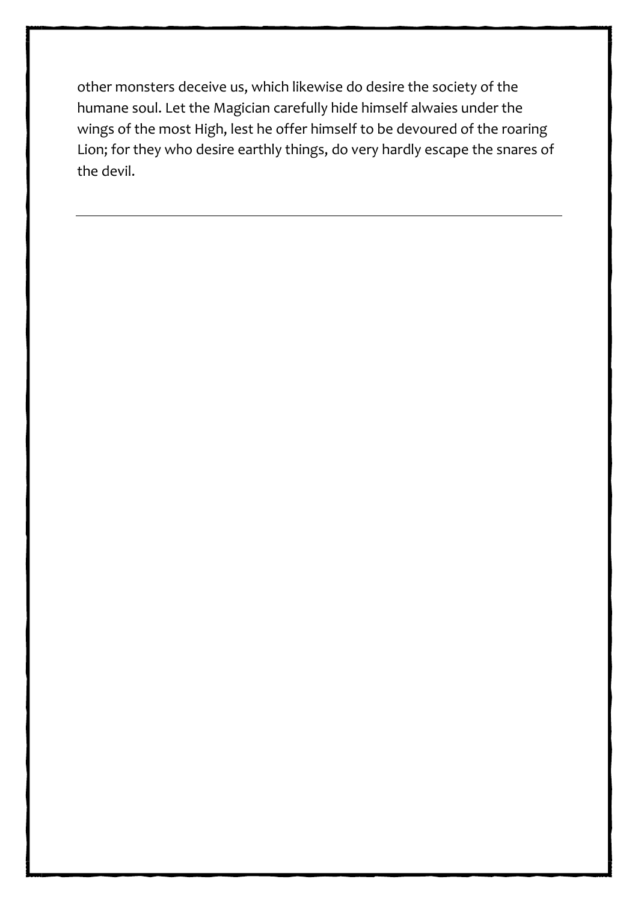other monsters deceive us, which likewise do desire the society of the humane soul. Let the Magician carefully hide himself alwaies under the wings of the most High, lest he offer himself to be devoured of the roaring Lion; for they who desire earthly things, do very hardly escape the snares of the devil.

---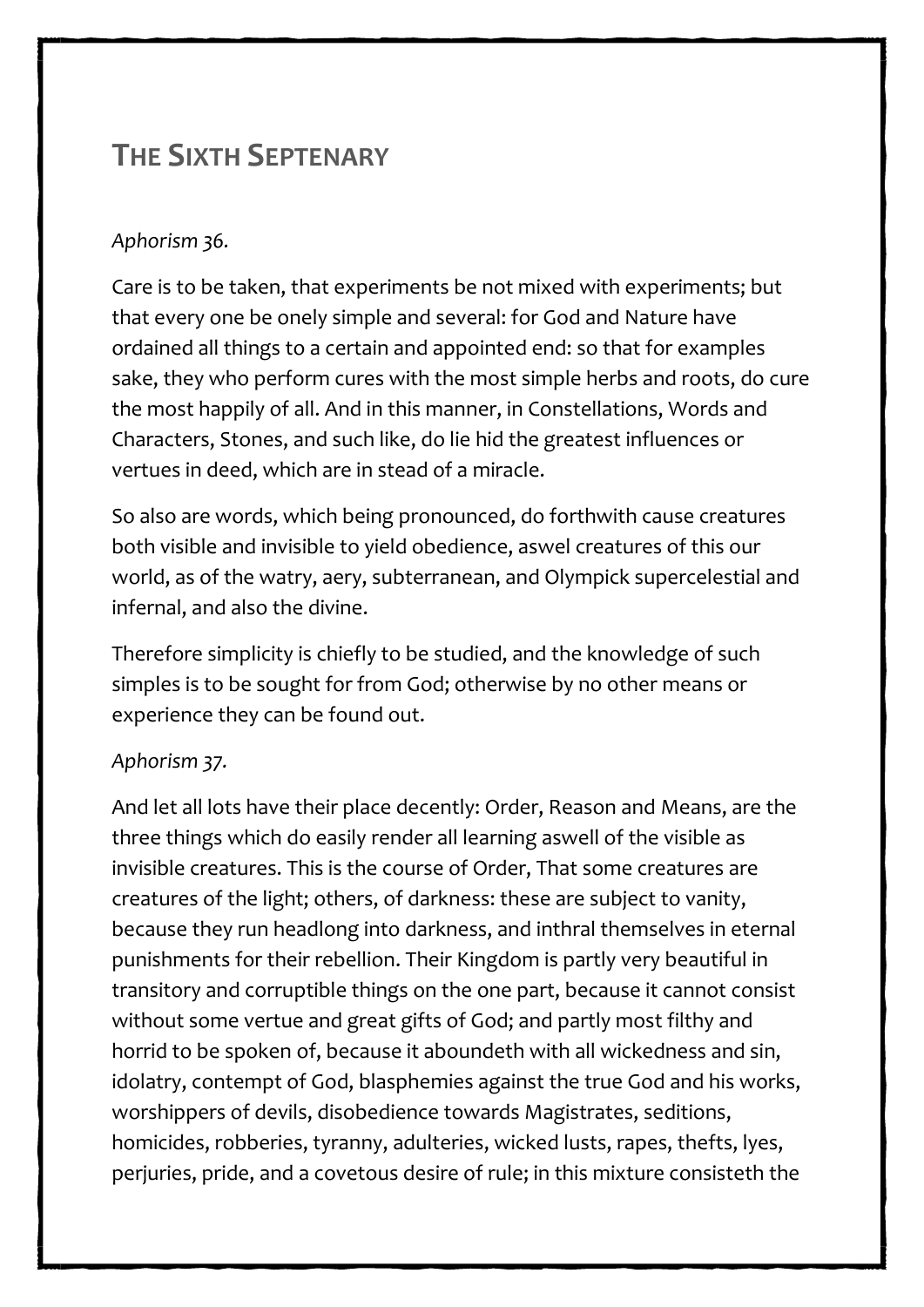# The Sixth Septenary

*Aphorism 36.*

Care is to be taken, that experiments be not mixed with experiments; but that every one be onely simple and several: for God and Nature have ordained all things to a certain and appointed end: so that for examples sake, they who perform cures with the most simple herbs and roots, do cure the most happily of all. And in this manner, in Constellations, Words and Characters, Stones, and such like, do lie hid the greatest influences or vertues in deed, which are in stead of a miracle.

So also are words, which being pronounced, do forthwith cause creatures both visible and invisible to yield obedience, aswel creatures of this our world, as of the watry, aery, subterranean, and Olympick supercelestial and infernal, and also the divine.

Therefore simplicity is chiefly to be studied, and the knowledge of such simples is to be sought for from God; otherwise by no other means or experience they can be found out.

*Aphorism 37.*

And let all lots have their place decently: Order, Reason and Means, are the three things which do easily render all learning aswell of the visible as invisible creatures. This is the course of Order, That some creatures are creatures of the light; others, of darkness: these are subject to vanity, because they run headlong into darkness, and inthral themselves in eternal punishments for their rebellion. Their Kingdom is partly very beautiful in transitory and corruptible things on the one part, because it cannot consist without some vertue and great gifts of God; and partly most filthy and horrid to be spoken of, because it aboundeth with all wickedness and sin, idolatry, contempt of God, blasphemies against the true God and his works, worshippers of devils, disobedience towards Magistrates, seditions, homicides, robberies, tyranny, adulteries, wicked lusts, rapes, thefts, lyes, perjuries, pride, and a covetous desire of rule; in this mixture consisteth the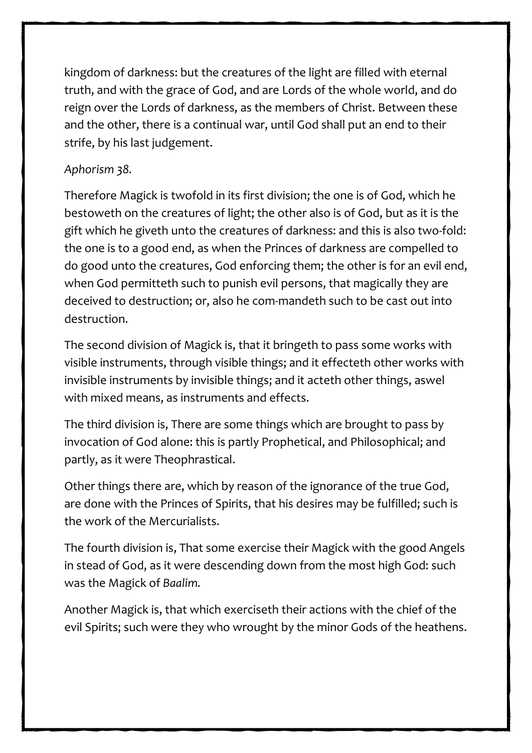kingdom of darkness: but the creatures of the light are filled with eternal truth, and with the grace of God, and are Lords of the whole world, and do reign over the Lords of darkness, as the members of Christ. Between these and the other, there is a continual war, until God shall put an end to their strife, by his last judgement.

*Aphorism 38.*

Therefore Magick is twofold in its first division; the one is of God, which he bestoweth on the creatures of light; the other also is of God, but as it is the gift which he giveth unto the creatures of darkness: and this is also two-fold: the one is to a good end, as when the Princes of darkness are compelled to do good unto the creatures, God enforcing them; the other is for an evil end, when God permitteth such to punish evil persons, that magically they are deceived to destruction; or, also he com-mandeth such to be cast out into destruction.

The second division of Magick is, that it bringeth to pass some works with visible instruments, through visible things; and it effecteth other works with invisible instruments by invisible things; and it acteth other things, aswel with mixed means, as instruments and effects.

The third division is, There are some things which are brought to pass by invocation of God alone: this is partly Prophetical, and Philosophical; and partly, as it were Theophrastical.

Other things there are, which by reason of the ignorance of the true God, are done with the Princes of Spirits, that his desires may be fulfilled; such is the work of the Mercurialists.

The fourth division is, That some exercise their Magick with the good Angels in stead of God, as it were descending down from the most high God: such was the Magick of *Baalim.*

Another Magick is, that which exerciseth their actions with the chief of the evil Spirits; such were they who wrought by the minor Gods of the heathens.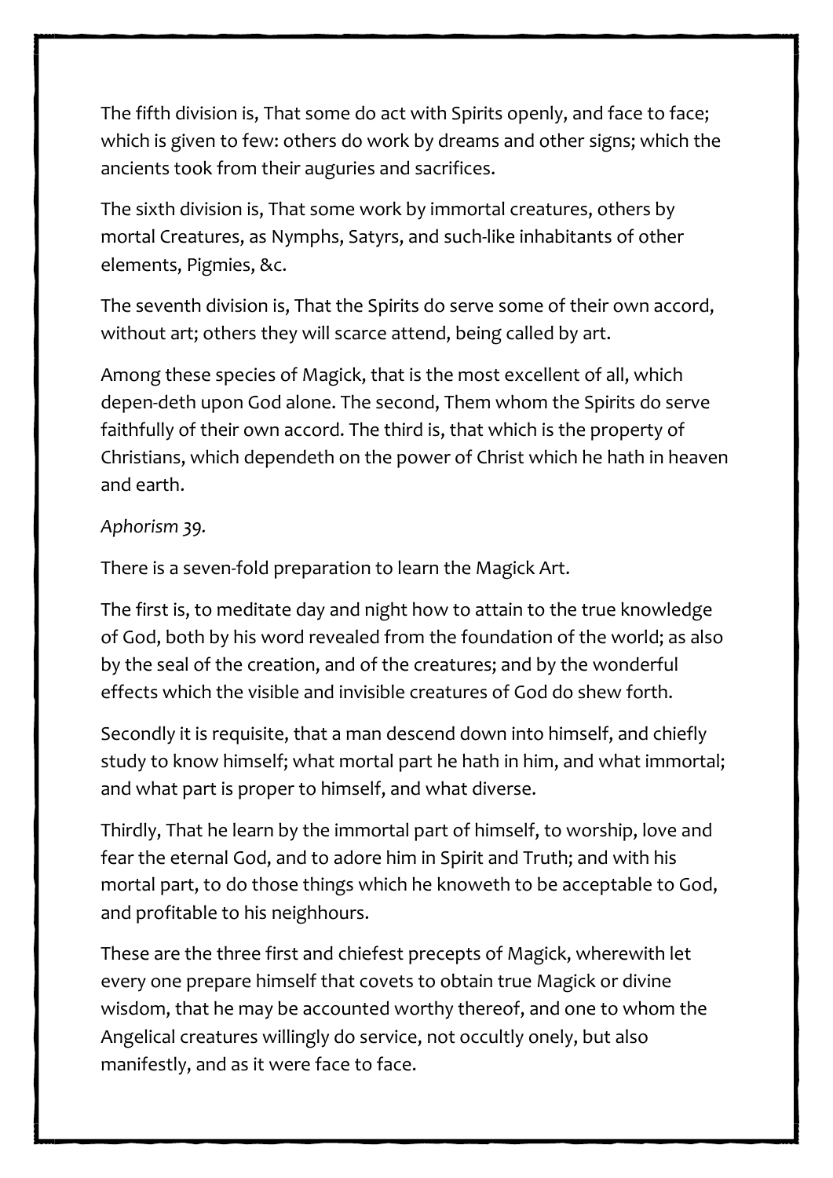The fifth division is, That some do act with Spirits openly, and face to face; which is given to few: others do work by dreams and other signs; which the ancients took from their auguries and sacrifices.

The sixth division is, That some work by immortal creatures, others by mortal Creatures, as Nymphs, Satyrs, and such-like inhabitants of other elements, Pigmies, &c.

The seventh division is, That the Spirits do serve some of their own accord, without art; others they will scarce attend, being called by art.

Among these species of Magick, that is the most excellent of all, which depen-deth upon God alone. The second, Them whom the Spirits do serve faithfully of their own accord. The third is, that which is the property of Christians, which dependeth on the power of Christ which he hath in heaven and earth.

*Aphorism 39.*

There is a seven-fold preparation to learn the Magick Art.

The first is, to meditate day and night how to attain to the true knowledge of God, both by his word revealed from the foundation of the world; as also by the seal of the creation, and of the creatures; and by the wonderful effects which the visible and invisible creatures of God do shew forth.

Secondly it is requisite, that a man descend down into himself, and chiefly study to know himself; what mortal part he hath in him, and what immortal; and what part is proper to himself, and what diverse.

Thirdly, That he learn by the immortal part of himself, to worship, love and fear the eternal God, and to adore him in Spirit and Truth; and with his mortal part, to do those things which he knoweth to be acceptable to God, and profitable to his neighhours.

These are the three first and chiefest precepts of Magick, wherewith let every one prepare himself that covets to obtain true Magick or divine wisdom, that he may be accounted worthy thereof, and one to whom the Angelical creatures willingly do service, not occultly onely, but also manifestly, and as it were face to face.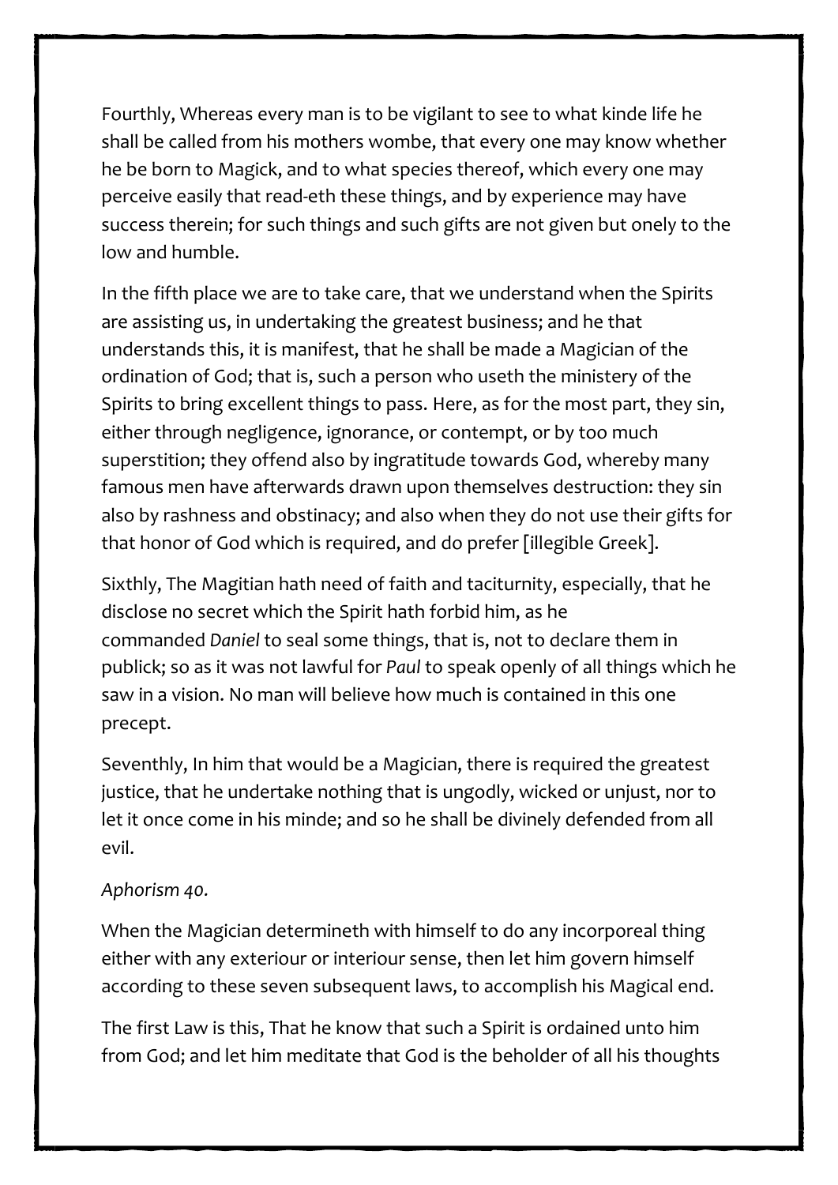Fourthly, Whereas every man is to be vigilant to see to what kinde life he shall be called from his mothers wombe, that every one may know whether he be born to Magick, and to what species thereof, which every one may perceive easily that read-eth these things, and by experience may have success therein; for such things and such gifts are not given but onely to the low and humble.

In the fifth place we are to take care, that we understand when the Spirits are assisting us, in undertaking the greatest business; and he that understands this, it is manifest, that he shall be made a Magician of the ordination of God; that is, such a person who useth the ministery of the Spirits to bring excellent things to pass. Here, as for the most part, they sin, either through negligence, ignorance, or contempt, or by too much superstition; they offend also by ingratitude towards God, whereby many famous men have afterwards drawn upon themselves destruction: they sin also by rashness and obstinacy; and also when they do not use their gifts for that honor of God which is required, and do prefer [illegible Greek].

Sixthly, The Magitian hath need of faith and taciturnity, especially, that he disclose no secret which the Spirit hath forbid him, as he commanded *Daniel* to seal some things, that is, not to declare them in publick; so as it was not lawful for *Paul* to speak openly of all things which he saw in a vision. No man will believe how much is contained in this one precept.

Seventhly, In him that would be a Magician, there is required the greatest justice, that he undertake nothing that is ungodly, wicked or unjust, nor to let it once come in his minde; and so he shall be divinely defended from all evil.

*Aphorism 40.*

When the Magician determineth with himself to do any incorporeal thing either with any exteriour or interiour sense, then let him govern himself according to these seven subsequent laws, to accomplish his Magical end.

The first Law is this, That he know that such a Spirit is ordained unto him from God; and let him meditate that God is the beholder of all his thoughts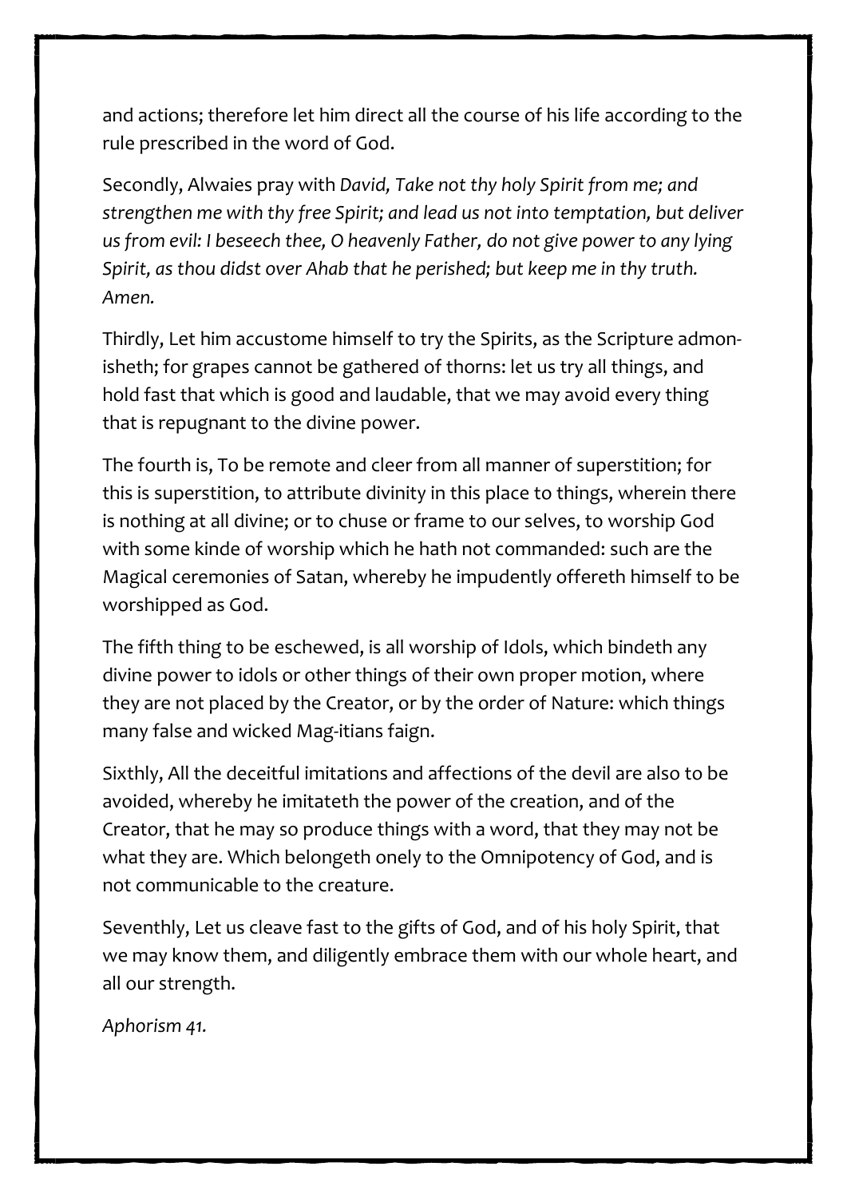and actions; therefore let him direct all the course of his life according to the rule prescribed in the word of God.

Secondly, Alwaies pray with *David, Take not thy holy Spirit from me; and strengthen me with thy free Spirit; and lead us not into temptation, but deliver us from evil: I beseech thee, O heavenly Father, do not give power to any lying Spirit, as thou didst over Ahab that he perished; but keep me in thy truth. Amen.*

Thirdly, Let him accustome himself to try the Spirits, as the Scripture admonisheth; for grapes cannot be gathered of thorns: let us try all things, and hold fast that which is good and laudable, that we may avoid every thing that is repugnant to the divine power.

The fourth is, To be remote and cleer from all manner of superstition; for this is superstition, to attribute divinity in this place to things, wherein there is nothing at all divine; or to chuse or frame to our selves, to worship God with some kinde of worship which he hath not commanded: such are the Magical ceremonies of Satan, whereby he impudently offereth himself to be worshipped as God.

The fifth thing to be eschewed, is all worship of Idols, which bindeth any divine power to idols or other things of their own proper motion, where they are not placed by the Creator, or by the order of Nature: which things many false and wicked Mag-itians faign.

Sixthly, All the deceitful imitations and affections of the devil are also to be avoided, whereby he imitateth the power of the creation, and of the Creator, that he may so produce things with a word, that they may not be what they are. Which belongeth onely to the Omnipotency of God, and is not communicable to the creature.

Seventhly, Let us cleave fast to the gifts of God, and of his holy Spirit, that we may know them, and diligently embrace them with our whole heart, and all our strength.

*Aphorism 41.*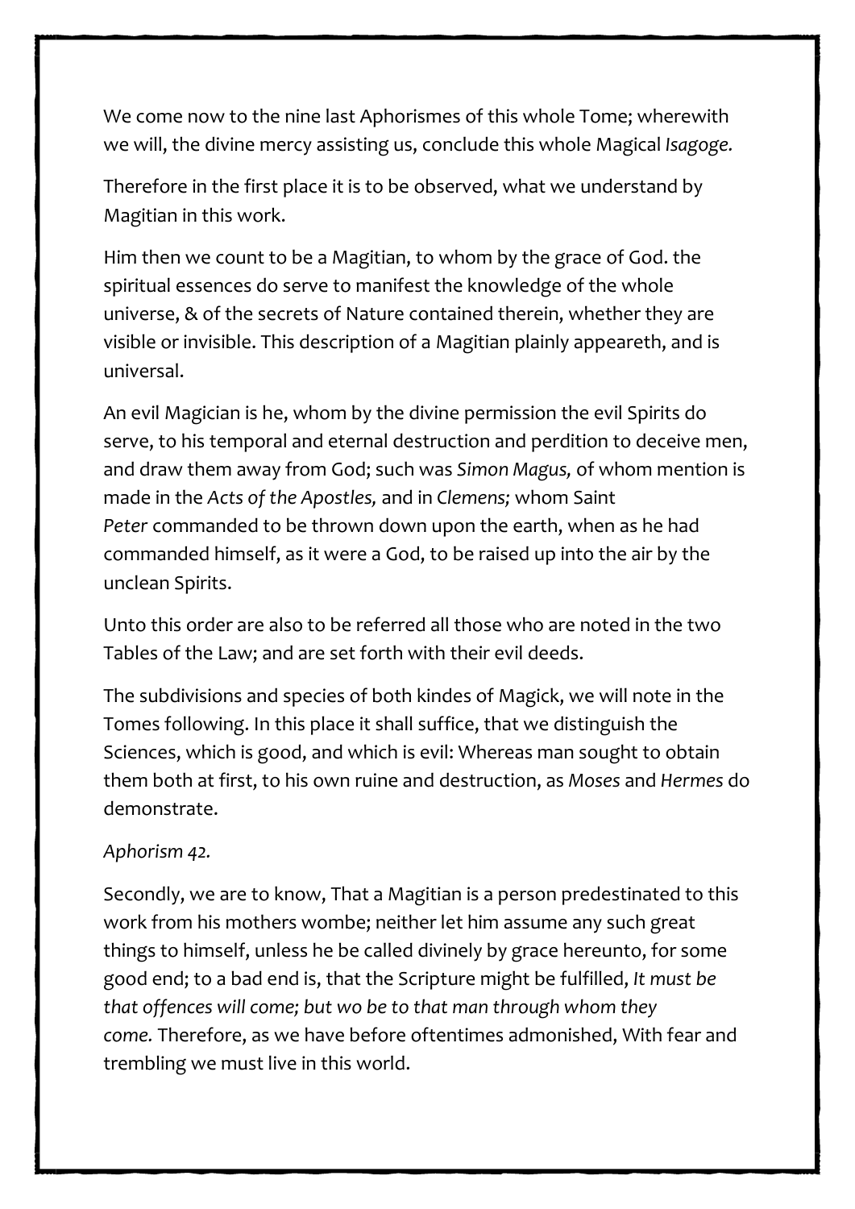We come now to the nine last Aphorismes of this whole Tome; wherewith we will, the divine mercy assisting us, conclude this whole Magical *Isagoge.*

Therefore in the first place it is to be observed, what we understand by Magitian in this work.

Him then we count to be a Magitian, to whom by the grace of God. the spiritual essences do serve to manifest the knowledge of the whole universe, & of the secrets of Nature contained therein, whether they are visible or invisible. This description of a Magitian plainly appeareth, and is universal.

An evil Magician is he, whom by the divine permission the evil Spirits do serve, to his temporal and eternal destruction and perdition to deceive men, and draw them away from God; such was *Simon Magus,* of whom mention is made in the *Acts of the Apostles,* and in *Clemens;* whom Saint *Peter* commanded to be thrown down upon the earth, when as he had commanded himself, as it were a God, to be raised up into the air by the unclean Spirits.

Unto this order are also to be referred all those who are noted in the two Tables of the Law; and are set forth with their evil deeds.

The subdivisions and species of both kindes of Magick, we will note in the Tomes following. In this place it shall suffice, that we distinguish the Sciences, which is good, and which is evil: Whereas man sought to obtain them both at first, to his own ruine and destruction, as *Moses* and *Hermes* do demonstrate.

*Aphorism 42.*

Secondly, we are to know, That a Magitian is a person predestinated to this work from his mothers wombe; neither let him assume any such great things to himself, unless he be called divinely by grace hereunto, for some good end; to a bad end is, that the Scripture might be fulfilled, *It must be that offences will come; but wo be to that man through whom they come.* Therefore, as we have before oftentimes admonished, With fear and trembling we must live in this world.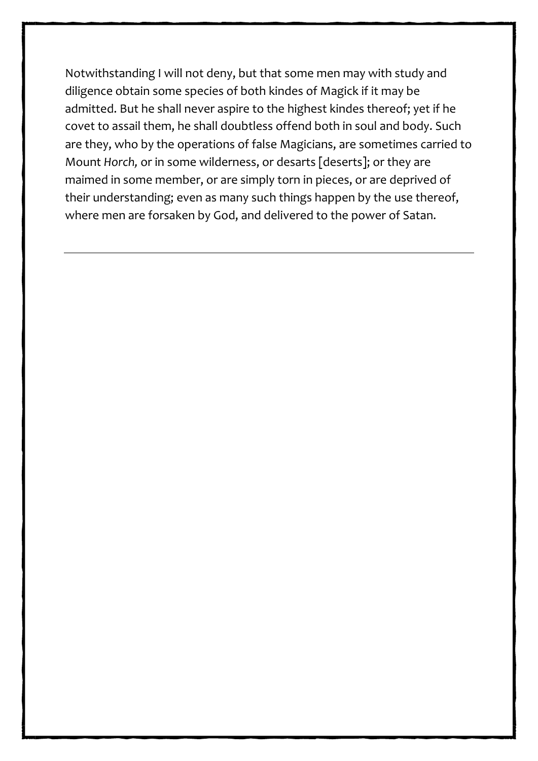Notwithstanding I will not deny, but that some men may with study and diligence obtain some species of both kindes of Magick if it may be admitted. But he shall never aspire to the highest kindes thereof; yet if he covet to assail them, he shall doubtless offend both in soul and body. Such are they, who by the operations of false Magicians, are sometimes carried to Mount *Horch,* or in some wilderness, or desarts [deserts]; or they are maimed in some member, or are simply torn in pieces, or are deprived of their understanding; even as many such things happen by the use thereof, where men are forsaken by God, and delivered to the power of Satan.

---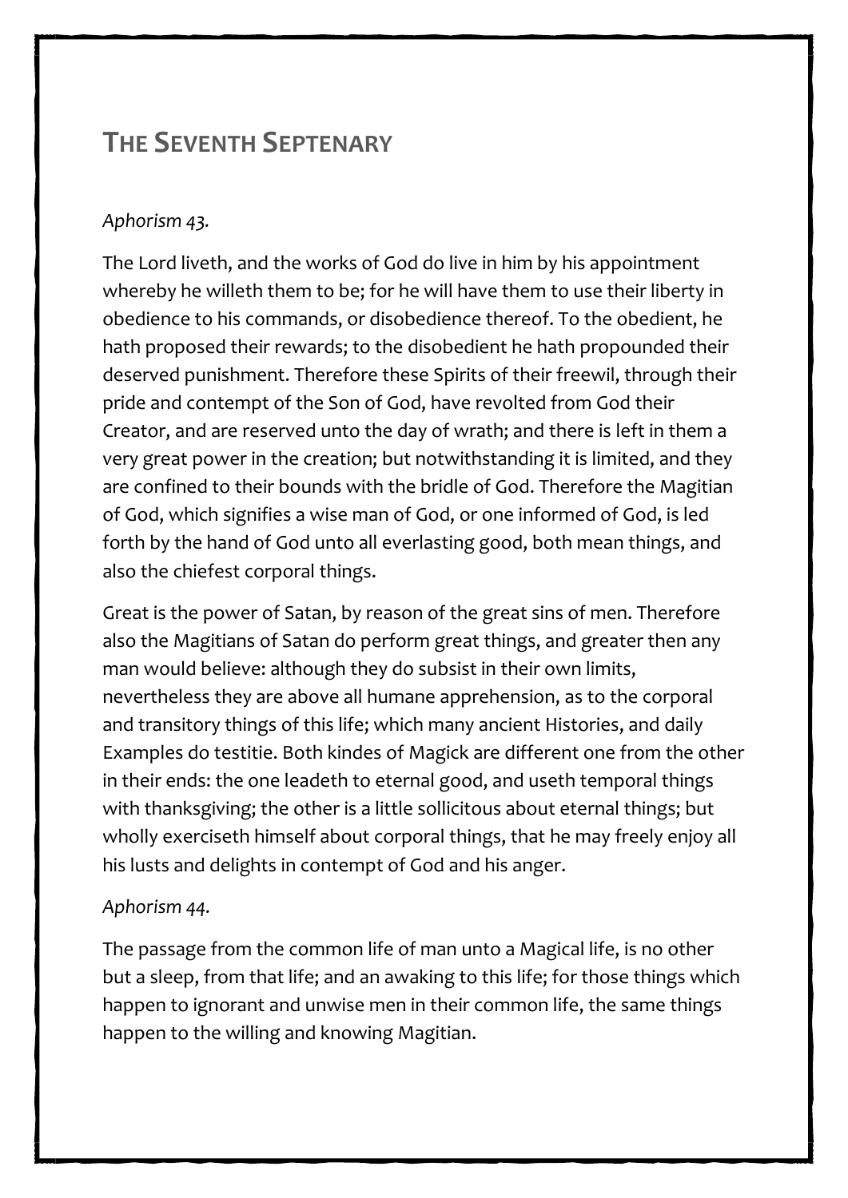# The Seventh Septenary

*Aphorism 43.*

The Lord liveth, and the works of God do live in him by his appointment whereby he willeth them to be; for he will have them to use their liberty in obedience to his commands, or disobedience thereof. To the obedient, he hath proposed their rewards; to the disobedient he hath propounded their deserved punishment. Therefore these Spirits of their freewil, through their pride and contempt of the Son of God, have revolted from God their Creator, and are reserved unto the day of wrath; and there is left in them a very great power in the creation; but notwithstanding it is limited, and they are confined to their bounds with the bridle of God. Therefore the Magitian of God, which signifies a wise man of God, or one informed of God, is led forth by the hand of God unto all everlasting good, both mean things, and also the chiefest corporal things.

Great is the power of Satan, by reason of the great sins of men. Therefore also the Magitians of Satan do perform great things, and greater then any man would believe: although they do subsist in their own limits, nevertheless they are above all humane apprehension, as to the corporal and transitory things of this life; which many ancient Histories, and daily Examples do testitie. Both kindes of Magick are different one from the other in their ends: the one leadeth to eternal good, and useth temporal things with thanksgiving; the other is a little sollicitous about eternal things; but wholly exerciseth himself about corporal things, that he may freely enjoy all his lusts and delights in contempt of God and his anger.

*Aphorism 44.*

The passage from the common life of man unto a Magical life, is no other but a sleep, from that life; and an awaking to this life; for those things which happen to ignorant and unwise men in their common life, the same things happen to the willing and knowing Magitian.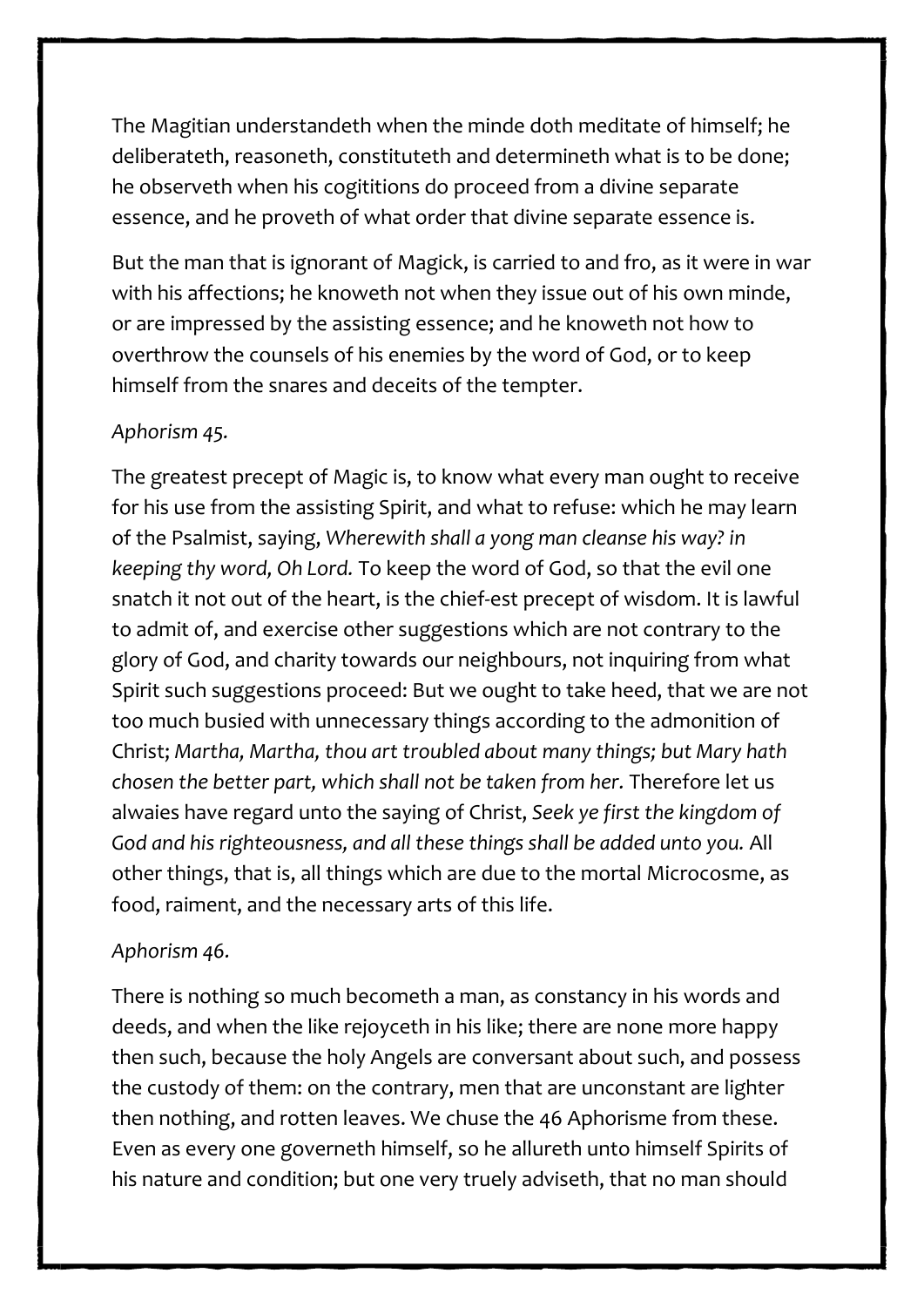The Magitian understandeth when the minde doth meditate of himself; he deliberateth, reasoneth, constituteth and determineth what is to be done; he observeth when his cogititions do proceed from a divine separate essence, and he proveth of what order that divine separate essence is.

But the man that is ignorant of Magick, is carried to and fro, as it were in war with his affections; he knoweth not when they issue out of his own minde, or are impressed by the assisting essence; and he knoweth not how to overthrow the counsels of his enemies by the word of God, or to keep himself from the snares and deceits of the tempter.

*Aphorism 45.*

The greatest precept of Magic is, to know what every man ought to receive for his use from the assisting Spirit, and what to refuse: which he may learn of the Psalmist, saying, *Wherewith shall a yong man cleanse his way? in keeping thy word, Oh Lord.* To keep the word of God, so that the evil one snatch it not out of the heart, is the chief-est precept of wisdom. It is lawful to admit of, and exercise other suggestions which are not contrary to the glory of God, and charity towards our neighbours, not inquiring from what Spirit such suggestions proceed: But we ought to take heed, that we are not too much busied with unnecessary things according to the admonition of Christ; *Martha, Martha, thou art troubled about many things; but Mary hath chosen the better part, which shall not be taken from her.* Therefore let us alwaies have regard unto the saying of Christ, *Seek ye first the kingdom of God and his righteousness, and all these things shall be added unto you.* All other things, that is, all things which are due to the mortal Microcosme, as food, raiment, and the necessary arts of this life.

*Aphorism 46.*

There is nothing so much becometh a man, as constancy in his words and deeds, and when the like rejoyceth in his like; there are none more happy then such, because the holy Angels are conversant about such, and possess the custody of them: on the contrary, men that are unconstant are lighter then nothing, and rotten leaves. We chuse the 46 Aphorisme from these. Even as every one governeth himself, so he allureth unto himself Spirits of his nature and condition; but one very truely adviseth, that no man should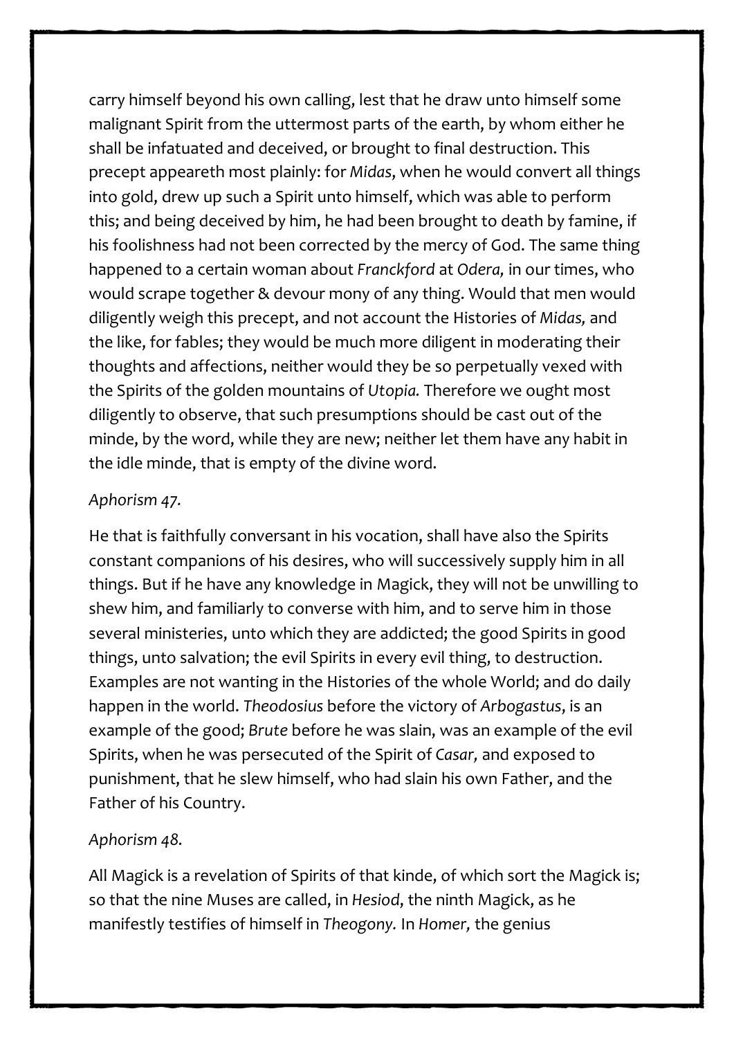carry himself beyond his own calling, lest that he draw unto himself some malignant Spirit from the uttermost parts of the earth, by whom either he shall be infatuated and deceived, or brought to final destruction. This precept appeareth most plainly: for *Midas*, when he would convert all things into gold, drew up such a Spirit unto himself, which was able to perform this; and being deceived by him, he had been brought to death by famine, if his foolishness had not been corrected by the mercy of God. The same thing happened to a certain woman about *Franckford* at *Odera,* in our times, who would scrape together & devour mony of any thing. Would that men would diligently weigh this precept, and not account the Histories of *Midas,* and the like, for fables; they would be much more diligent in moderating their thoughts and affections, neither would they be so perpetually vexed with the Spirits of the golden mountains of *Utopia.* Therefore we ought most diligently to observe, that such presumptions should be cast out of the minde, by the word, while they are new; neither let them have any habit in the idle minde, that is empty of the divine word.

*Aphorism 47.*

He that is faithfully conversant in his vocation, shall have also the Spirits constant companions of his desires, who will successively supply him in all things. But if he have any knowledge in Magick, they will not be unwilling to shew him, and familiarly to converse with him, and to serve him in those several ministeries, unto which they are addicted; the good Spirits in good things, unto salvation; the evil Spirits in every evil thing, to destruction. Examples are not wanting in the Histories of the whole World; and do daily happen in the world. *Theodosius* before the victory of *Arbogastus*, is an example of the good; *Brute* before he was slain, was an example of the evil Spirits, when he was persecuted of the Spirit of *Casar,* and exposed to punishment, that he slew himself, who had slain his own Father, and the Father of his Country.

*Aphorism 48.*

All Magick is a revelation of Spirits of that kinde, of which sort the Magick is; so that the nine Muses are called, in *Hesiod*, the ninth Magick, as he manifestly testifies of himself in *Theogony.* In *Homer,* the genius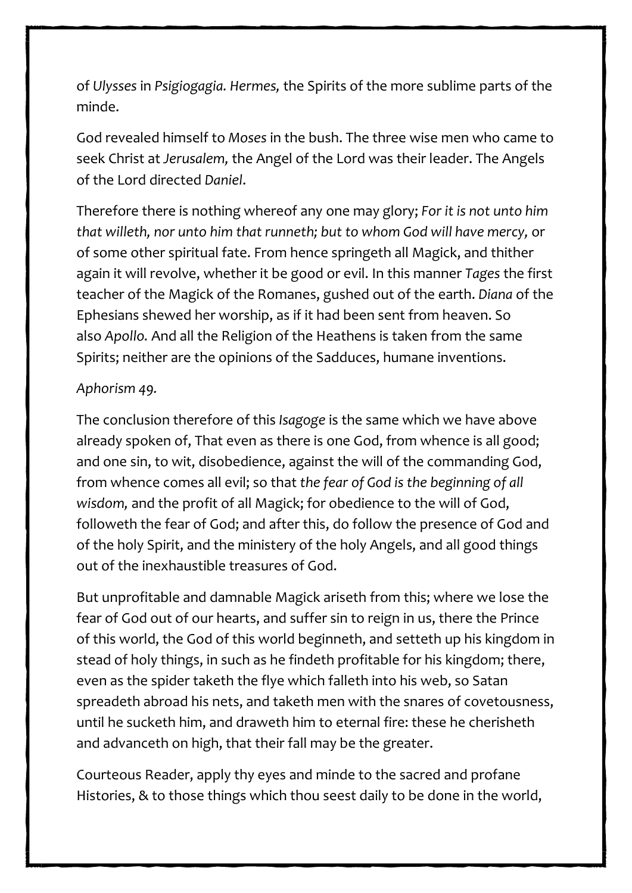of *Ulysses* in *Psigiogagia. Hermes,* the Spirits of the more sublime parts of the minde.

God revealed himself to *Moses* in the bush. The three wise men who came to seek Christ at *Jerusalem,* the Angel of the Lord was their leader. The Angels of the Lord directed *Daniel*.

Therefore there is nothing whereof any one may glory; *For it is not unto him that willeth, nor unto him that runneth; but to whom God will have mercy,* or of some other spiritual fate. From hence springeth all Magick, and thither again it will revolve, whether it be good or evil. In this manner *Tages* the first teacher of the Magick of the Romanes, gushed out of the earth. *Diana* of the Ephesians shewed her worship, as if it had been sent from heaven. So also *Apollo.* And all the Religion of the Heathens is taken from the same Spirits; neither are the opinions of the Sadduces, humane inventions.

*Aphorism 49.*

The conclusion therefore of this *Isagoge* is the same which we have above already spoken of, That even as there is one God, from whence is all good; and one sin, to wit, disobedience, against the will of the commanding God, from whence comes all evil; so that *the fear of God is the beginning of all wisdom,* and the profit of all Magick; for obedience to the will of God, followeth the fear of God; and after this, do follow the presence of God and of the holy Spirit, and the ministery of the holy Angels, and all good things out of the inexhaustible treasures of God.

But unprofitable and damnable Magick ariseth from this; where we lose the fear of God out of our hearts, and suffer sin to reign in us, there the Prince of this world, the God of this world beginneth, and setteth up his kingdom in stead of holy things, in such as he findeth profitable for his kingdom; there, even as the spider taketh the flye which falleth into his web, so Satan spreadeth abroad his nets, and taketh men with the snares of covetousness, until he sucketh him, and draweth him to eternal fire: these he cherisheth and advanceth on high, that their fall may be the greater.

Courteous Reader, apply thy eyes and minde to the sacred and profane Histories, & to those things which thou seest daily to be done in the world,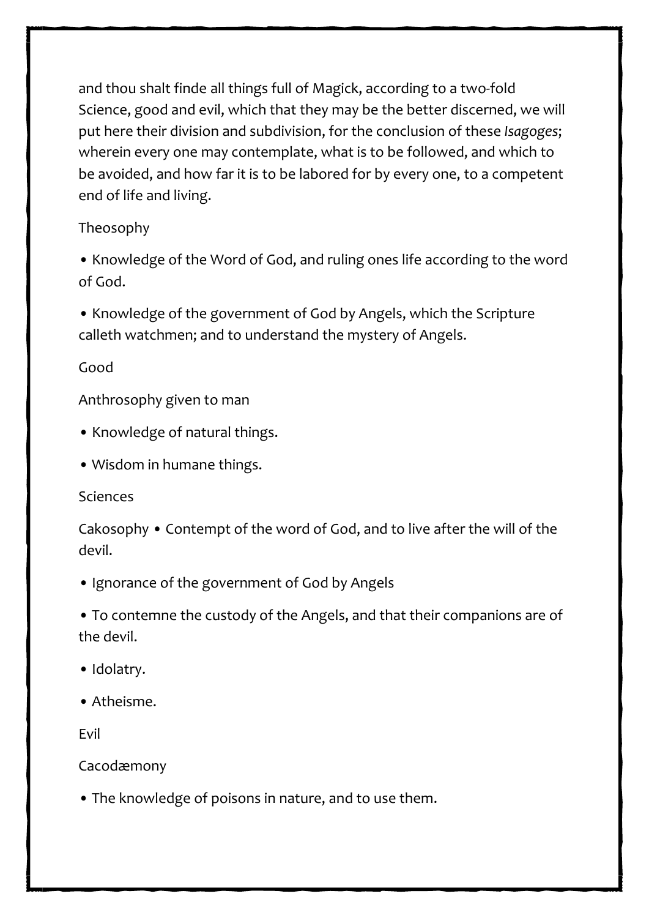and thou shalt finde all things full of Magick, according to a two-fold Science, good and evil, which that they may be the better discerned, we will put here their division and subdivision, for the conclusion of these *Isagoges*; wherein every one may contemplate, what is to be followed, and which to be avoided, and how far it is to be labored for by every one, to a competent end of life and living.

Theosophy

- Knowledge of the Word of God, and ruling ones life according to the word of God.

- Knowledge of the government of God by Angels, which the Scripture calleth watchmen; and to understand the mystery of Angels.

Good

Anthrosophy given to man

- Knowledge of natural things.

- Wisdom in humane things.

Sciences

Cakosophy • Contempt of the word of God, and to live after the will of the devil.

- Ignorance of the government of God by Angels

- To contemne the custody of the Angels, and that their companions are of the devil.

- Idolatry.

- Atheisme.

Evil

Cacodæmony

- The knowledge of poisons in nature, and to use them.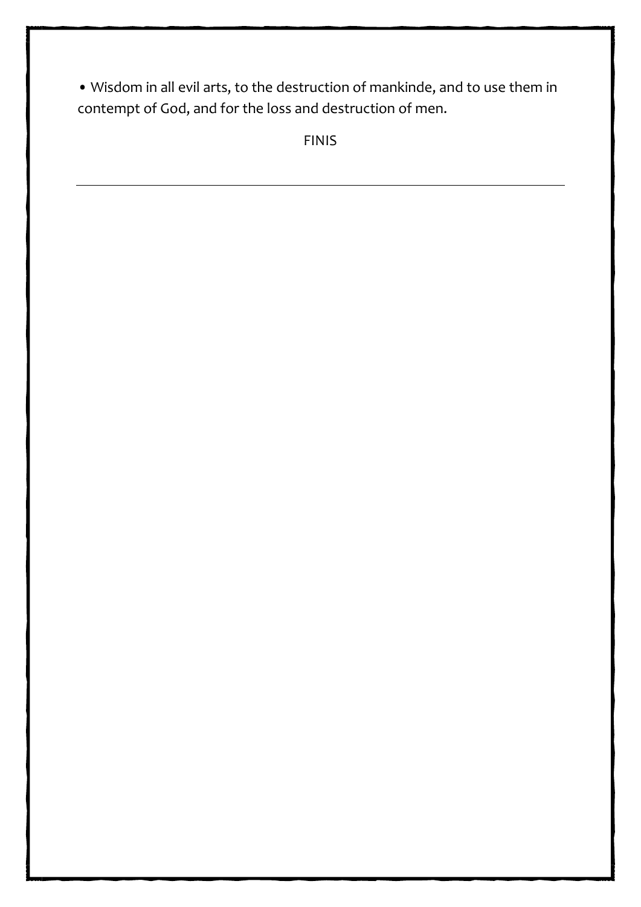- Wisdom in all evil arts, to the destruction of mankinde, and to use them in contempt of God, and for the loss and destruction of men.

FINIS

---